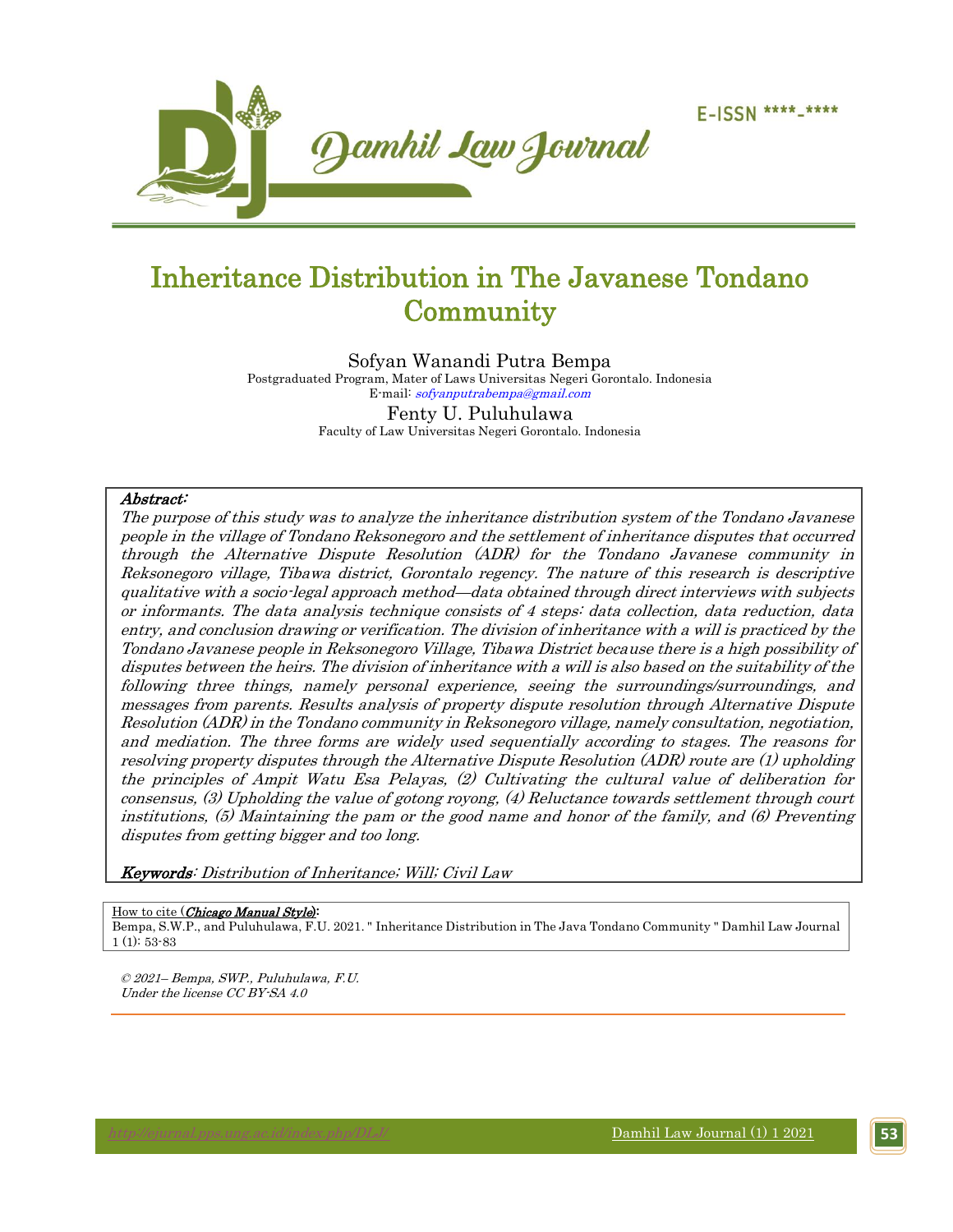E-ISSN \*\*\*\*-\*\*\*\*

# Inheritance Distribution in The Javanese Tondano Community

Sofyan Wanandi Putra Bempa
Postgraduated Program, Mater of Laws Universitas Negeri Gorontalo. Indonesia
E-mail: *sofyanputrabempa@gmail.com*

Fenty U. Puluhulawa
Faculty of Law Universitas Negeri Gorontalo. Indonesia

***Abstract:***
*The purpose of this study was to analyze the inheritance distribution system of the Tondano Javanese people in the village of Tondano Reksonegoro and the settlement of inheritance disputes that occurred through the Alternative Dispute Resolution (ADR) for the Tondano Javanese community in Reksonegoro village, Tibawa district, Gorontalo regency. The nature of this research is descriptive qualitative with a socio-legal approach method—data obtained through direct interviews with subjects or informants. The data analysis technique consists of 4 steps: data collection, data reduction, data entry, and conclusion drawing or verification. The division of inheritance with a will is practiced by the Tondano Javanese people in Reksonegoro Village, Tibawa District because there is a high possibility of disputes between the heirs. The division of inheritance with a will is also based on the suitability of the following three things, namely personal experience, seeing the surroundings/surroundings, and messages from parents. Results analysis of property dispute resolution through Alternative Dispute Resolution (ADR) in the Tondano community in Reksonegoro village, namely consultation, negotiation, and mediation. The three forms are widely used sequentially according to stages. The reasons for resolving property disputes through the Alternative Dispute Resolution (ADR) route are (1) upholding the principles of Ampit Watu Esa Pelayas, (2) Cultivating the cultural value of deliberation for consensus, (3) Upholding the value of gotong royong, (4) Reluctance towards settlement through court institutions, (5) Maintaining the pam or the good name and honor of the family, and (6) Preventing disputes from getting bigger and too long.*

***Keywords****: Distribution of Inheritance; Will; Civil Law*

How to cite (***Chicago Manual Style***):
Bempa, S.W.P., and Puluhulawa, F.U. 2021. " Inheritance Distribution in The Java Tondano Community " Damhil Law Journal 1 (1): 53-83

*© 2021– Bempa, SWP., Puluhulawa, F.U.*
*Under the license CC BY-SA 4.0*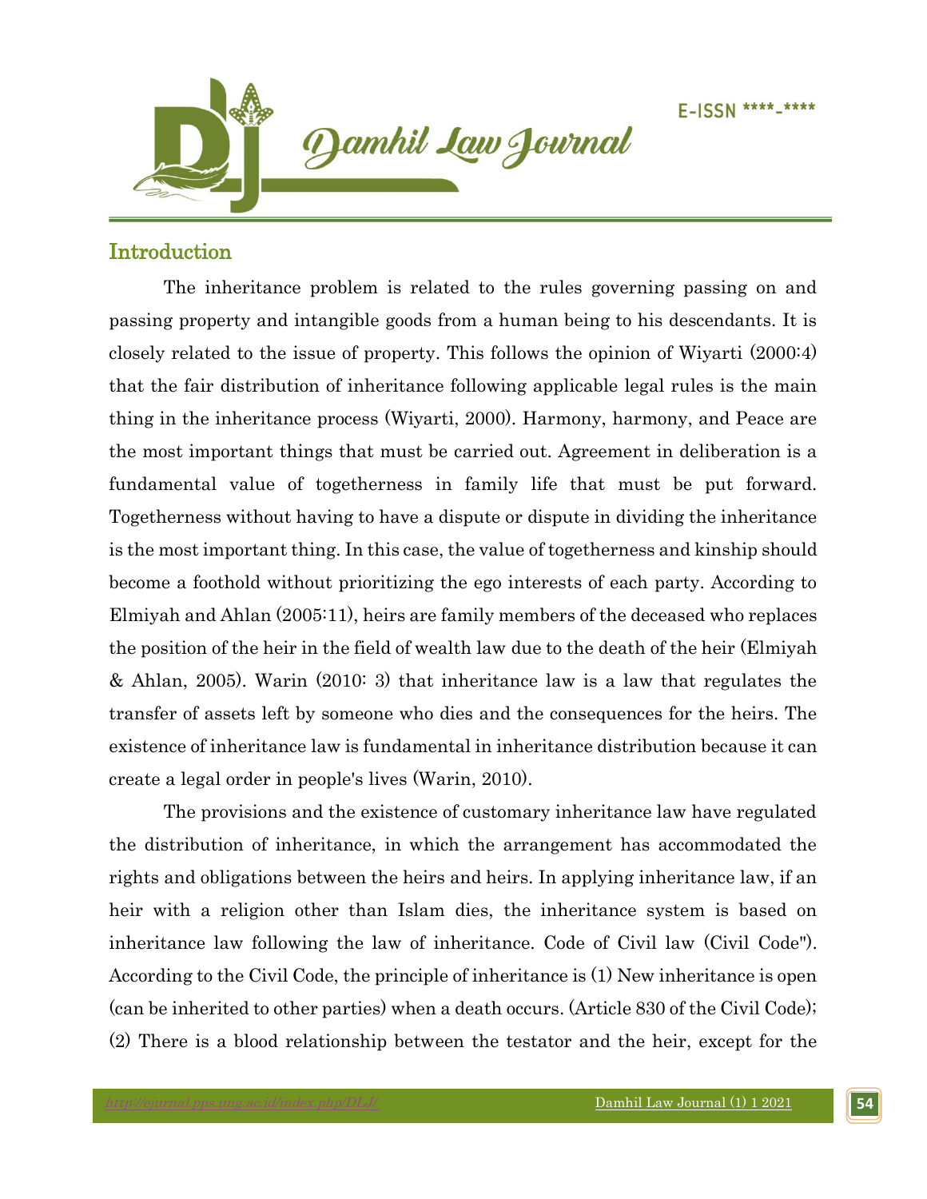## Introduction

The inheritance problem is related to the rules governing passing on and passing property and intangible goods from a human being to his descendants. It is closely related to the issue of property. This follows the opinion of Wiyarti (2000:4) that the fair distribution of inheritance following applicable legal rules is the main thing in the inheritance process (Wiyarti, 2000). Harmony, harmony, and Peace are the most important things that must be carried out. Agreement in deliberation is a fundamental value of togetherness in family life that must be put forward. Togetherness without having to have a dispute or dispute in dividing the inheritance is the most important thing. In this case, the value of togetherness and kinship should become a foothold without prioritizing the ego interests of each party. According to Elmiyah and Ahlan (2005:11), heirs are family members of the deceased who replaces the position of the heir in the field of wealth law due to the death of the heir (Elmiyah & Ahlan, 2005). Warin (2010: 3) that inheritance law is a law that regulates the transfer of assets left by someone who dies and the consequences for the heirs. The existence of inheritance law is fundamental in inheritance distribution because it can create a legal order in people's lives (Warin, 2010).

The provisions and the existence of customary inheritance law have regulated the distribution of inheritance, in which the arrangement has accommodated the rights and obligations between the heirs and heirs. In applying inheritance law, if an heir with a religion other than Islam dies, the inheritance system is based on inheritance law following the law of inheritance. Code of Civil law (Civil Code"). According to the Civil Code, the principle of inheritance is (1) New inheritance is open (can be inherited to other parties) when a death occurs. (Article 830 of the Civil Code); (2) There is a blood relationship between the testator and the heir, except for the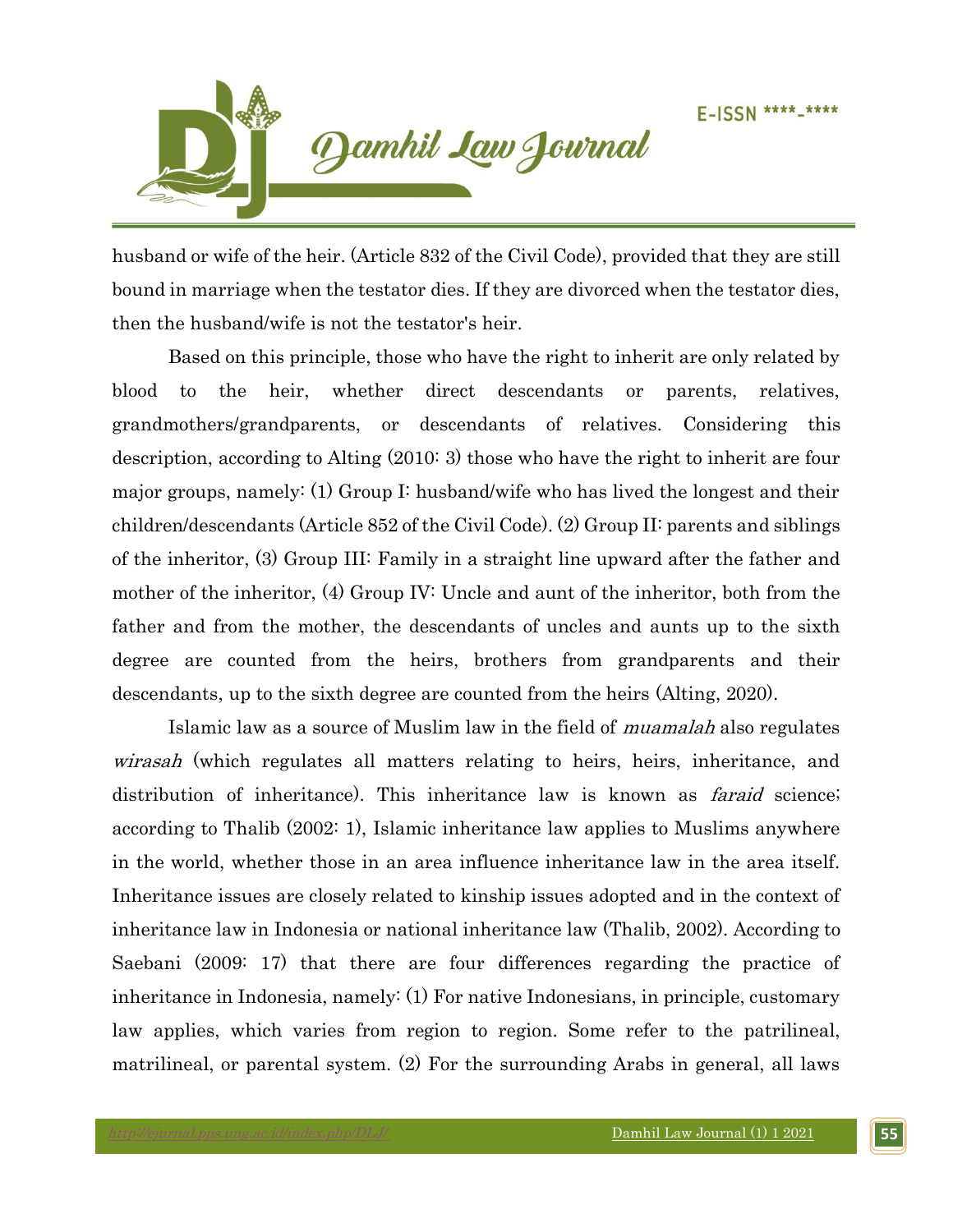husband or wife of the heir. (Article 832 of the Civil Code), provided that they are still bound in marriage when the testator dies. If they are divorced when the testator dies, then the husband/wife is not the testator's heir.

Based on this principle, those who have the right to inherit are only related by blood to the heir, whether direct descendants or parents, relatives, grandmothers/grandparents, or descendants of relatives. Considering this description, according to Alting (2010: 3) those who have the right to inherit are four major groups, namely: (1) Group I: husband/wife who has lived the longest and their children/descendants (Article 852 of the Civil Code). (2) Group II: parents and siblings of the inheritor, (3) Group III: Family in a straight line upward after the father and mother of the inheritor, (4) Group IV: Uncle and aunt of the inheritor, both from the father and from the mother, the descendants of uncles and aunts up to the sixth degree are counted from the heirs, brothers from grandparents and their descendants, up to the sixth degree are counted from the heirs (Alting, 2020).

Islamic law as a source of Muslim law in the field of *muamalah* also regulates *wirasah* (which regulates all matters relating to heirs, heirs, inheritance, and distribution of inheritance). This inheritance law is known as *faraid* science; according to Thalib (2002: 1), Islamic inheritance law applies to Muslims anywhere in the world, whether those in an area influence inheritance law in the area itself. Inheritance issues are closely related to kinship issues adopted and in the context of inheritance law in Indonesia or national inheritance law (Thalib, 2002). According to Saebani (2009: 17) that there are four differences regarding the practice of inheritance in Indonesia, namely: (1) For native Indonesians, in principle, customary law applies, which varies from region to region. Some refer to the patrilineal, matrilineal, or parental system. (2) For the surrounding Arabs in general, all laws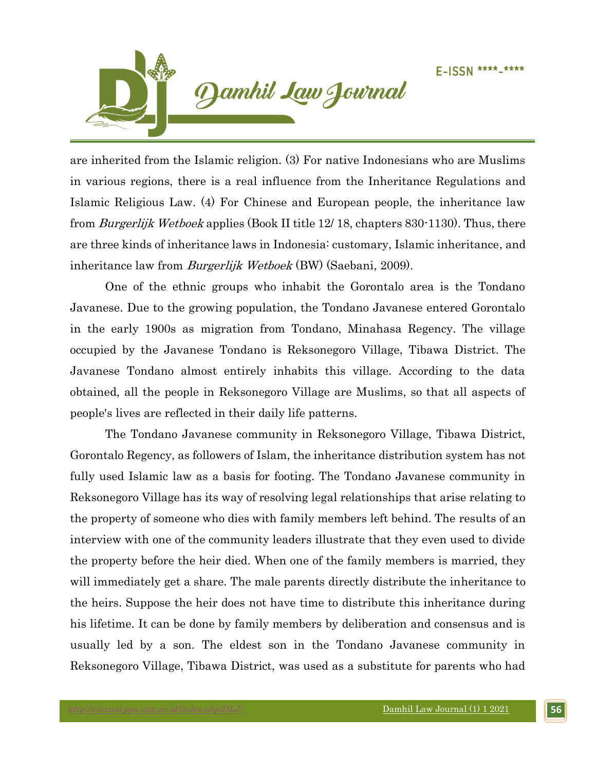are inherited from the Islamic religion. (3) For native Indonesians who are Muslims in various regions, there is a real influence from the Inheritance Regulations and Islamic Religious Law. (4) For Chinese and European people, the inheritance law from *Burgerlijk Wetboek* applies (Book II title 12/ 18, chapters 830-1130). Thus, there are three kinds of inheritance laws in Indonesia: customary, Islamic inheritance, and inheritance law from *Burgerlijk Wetboek* (BW) (Saebani, 2009).

One of the ethnic groups who inhabit the Gorontalo area is the Tondano Javanese. Due to the growing population, the Tondano Javanese entered Gorontalo in the early 1900s as migration from Tondano, Minahasa Regency. The village occupied by the Javanese Tondano is Reksonegoro Village, Tibawa District. The Javanese Tondano almost entirely inhabits this village. According to the data obtained, all the people in Reksonegoro Village are Muslims, so that all aspects of people's lives are reflected in their daily life patterns.

The Tondano Javanese community in Reksonegoro Village, Tibawa District, Gorontalo Regency, as followers of Islam, the inheritance distribution system has not fully used Islamic law as a basis for footing. The Tondano Javanese community in Reksonegoro Village has its way of resolving legal relationships that arise relating to the property of someone who dies with family members left behind. The results of an interview with one of the community leaders illustrate that they even used to divide the property before the heir died. When one of the family members is married, they will immediately get a share. The male parents directly distribute the inheritance to the heirs. Suppose the heir does not have time to distribute this inheritance during his lifetime. It can be done by family members by deliberation and consensus and is usually led by a son. The eldest son in the Tondano Javanese community in Reksonegoro Village, Tibawa District, was used as a substitute for parents who had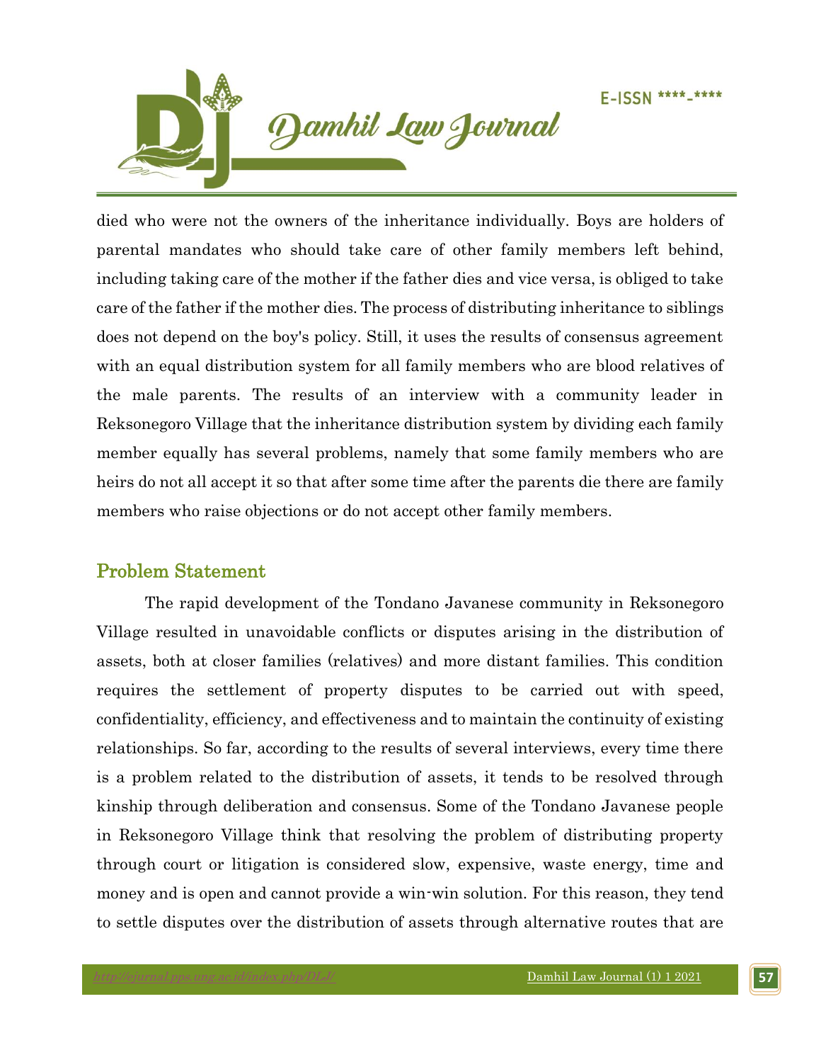died who were not the owners of the inheritance individually. Boys are holders of parental mandates who should take care of other family members left behind, including taking care of the mother if the father dies and vice versa, is obliged to take care of the father if the mother dies. The process of distributing inheritance to siblings does not depend on the boy's policy. Still, it uses the results of consensus agreement with an equal distribution system for all family members who are blood relatives of the male parents. The results of an interview with a community leader in Reksonegoro Village that the inheritance distribution system by dividing each family member equally has several problems, namely that some family members who are heirs do not all accept it so that after some time after the parents die there are family members who raise objections or do not accept other family members.

## Problem Statement

The rapid development of the Tondano Javanese community in Reksonegoro Village resulted in unavoidable conflicts or disputes arising in the distribution of assets, both at closer families (relatives) and more distant families. This condition requires the settlement of property disputes to be carried out with speed, confidentiality, efficiency, and effectiveness and to maintain the continuity of existing relationships. So far, according to the results of several interviews, every time there is a problem related to the distribution of assets, it tends to be resolved through kinship through deliberation and consensus. Some of the Tondano Javanese people in Reksonegoro Village think that resolving the problem of distributing property through court or litigation is considered slow, expensive, waste energy, time and money and is open and cannot provide a win-win solution. For this reason, they tend to settle disputes over the distribution of assets through alternative routes that are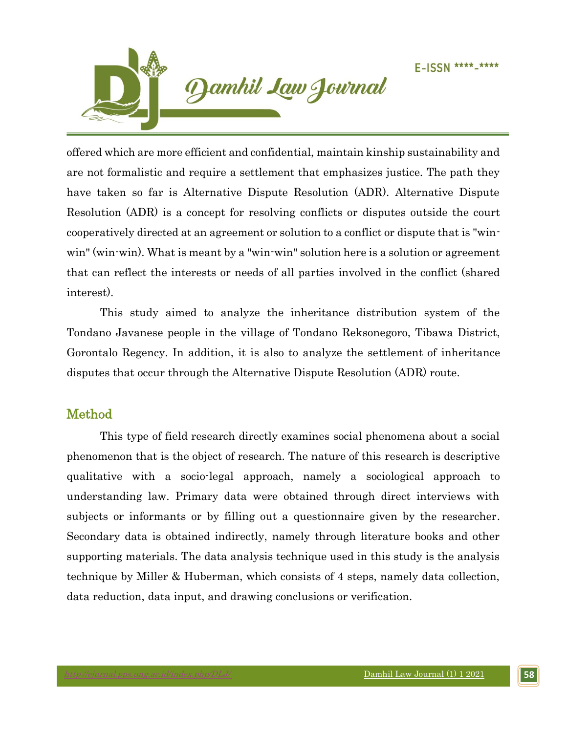offered which are more efficient and confidential, maintain kinship sustainability and are not formalistic and require a settlement that emphasizes justice. The path they have taken so far is Alternative Dispute Resolution (ADR). Alternative Dispute Resolution (ADR) is a concept for resolving conflicts or disputes outside the court cooperatively directed at an agreement or solution to a conflict or dispute that is "win-win" (win-win). What is meant by a "win-win" solution here is a solution or agreement that can reflect the interests or needs of all parties involved in the conflict (shared interest).

This study aimed to analyze the inheritance distribution system of the Tondano Javanese people in the village of Tondano Reksonegoro, Tibawa District, Gorontalo Regency. In addition, it is also to analyze the settlement of inheritance disputes that occur through the Alternative Dispute Resolution (ADR) route.

## Method

This type of field research directly examines social phenomena about a social phenomenon that is the object of research. The nature of this research is descriptive qualitative with a socio-legal approach, namely a sociological approach to understanding law. Primary data were obtained through direct interviews with subjects or informants or by filling out a questionnaire given by the researcher. Secondary data is obtained indirectly, namely through literature books and other supporting materials. The data analysis technique used in this study is the analysis technique by Miller & Huberman, which consists of 4 steps, namely data collection, data reduction, data input, and drawing conclusions or verification.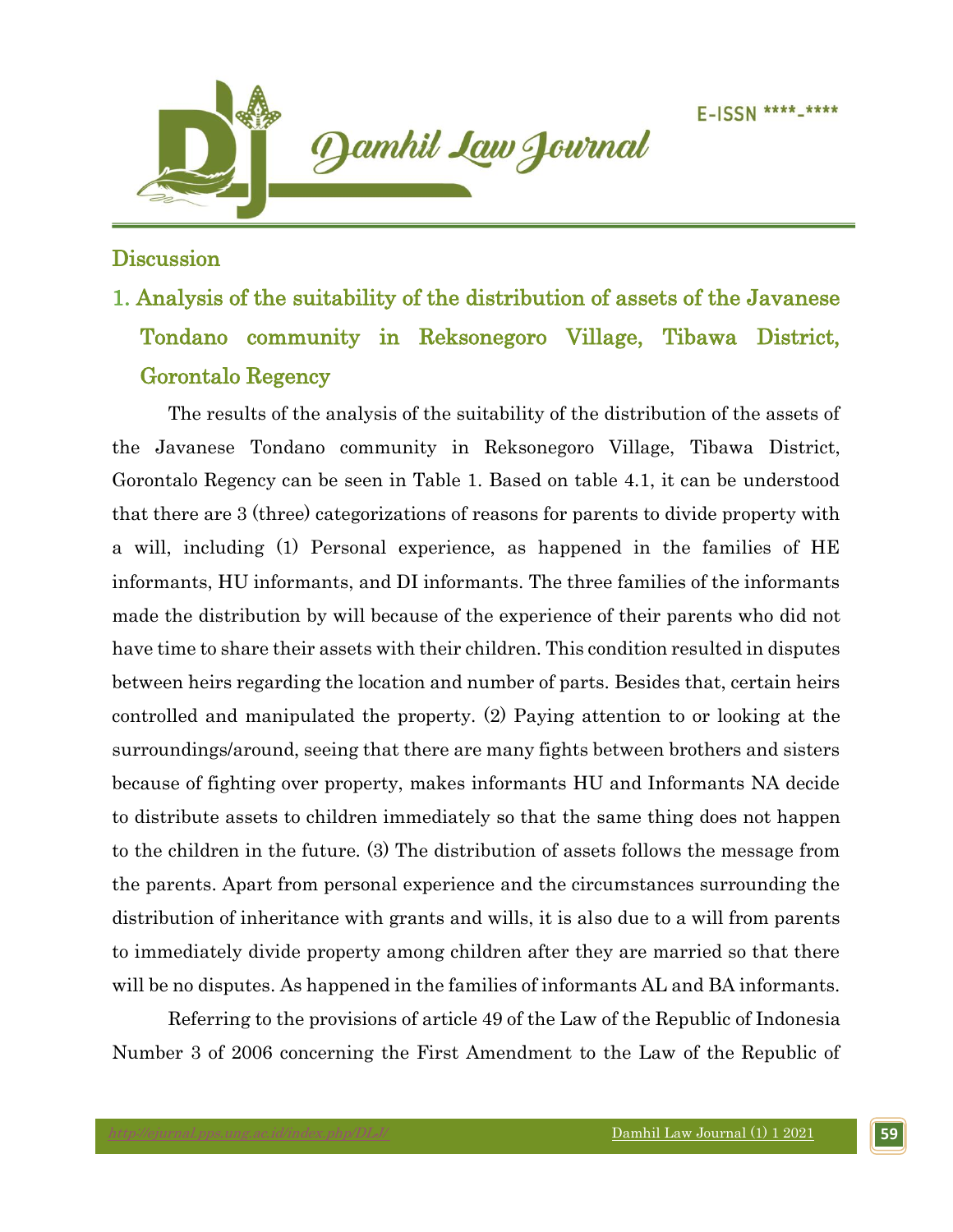## Discussion

### 1. Analysis of the suitability of the distribution of assets of the Javanese Tondano community in Reksonegoro Village, Tibawa District, Gorontalo Regency

The results of the analysis of the suitability of the distribution of the assets of the Javanese Tondano community in Reksonegoro Village, Tibawa District, Gorontalo Regency can be seen in Table 1. Based on table 4.1, it can be understood that there are 3 (three) categorizations of reasons for parents to divide property with a will, including (1) Personal experience, as happened in the families of HE informants, HU informants, and DI informants. The three families of the informants made the distribution by will because of the experience of their parents who did not have time to share their assets with their children. This condition resulted in disputes between heirs regarding the location and number of parts. Besides that, certain heirs controlled and manipulated the property. (2) Paying attention to or looking at the surroundings/around, seeing that there are many fights between brothers and sisters because of fighting over property, makes informants HU and Informants NA decide to distribute assets to children immediately so that the same thing does not happen to the children in the future. (3) The distribution of assets follows the message from the parents. Apart from personal experience and the circumstances surrounding the distribution of inheritance with grants and wills, it is also due to a will from parents to immediately divide property among children after they are married so that there will be no disputes. As happened in the families of informants AL and BA informants.

Referring to the provisions of article 49 of the Law of the Republic of Indonesia Number 3 of 2006 concerning the First Amendment to the Law of the Republic of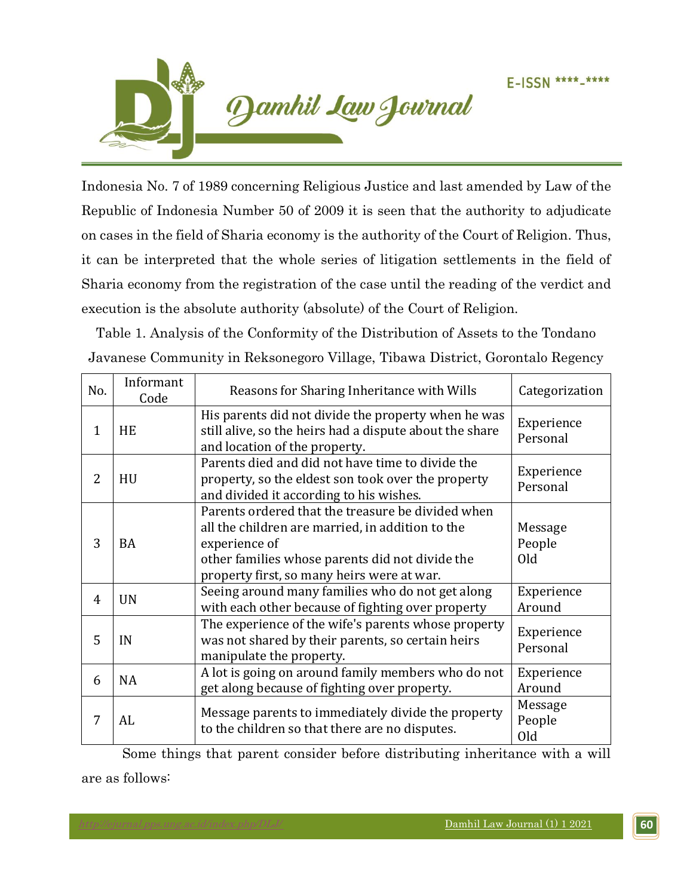Indonesia No. 7 of 1989 concerning Religious Justice and last amended by Law of the Republic of Indonesia Number 50 of 2009 it is seen that the authority to adjudicate on cases in the field of Sharia economy is the authority of the Court of Religion. Thus, it can be interpreted that the whole series of litigation settlements in the field of Sharia economy from the registration of the case until the reading of the verdict and execution is the absolute authority (absolute) of the Court of Religion.

Table 1. Analysis of the Conformity of the Distribution of Assets to the Tondano Javanese Community in Reksonegoro Village, Tibawa District, Gorontalo Regency

| No. | Informant Code | Reasons for Sharing Inheritance with Wills | Categorization |
|---|---|---|---|
| 1 | HE | His parents did not divide the property when he was still alive, so the heirs had a dispute about the share and location of the property. | Experience Personal |
| 2 | HU | Parents died and did not have time to divide the property, so the eldest son took over the property and divided it according to his wishes. | Experience Personal |
| 3 | BA | Parents ordered that the treasure be divided when all the children are married, in addition to the experience of other families whose parents did not divide the property first, so many heirs were at war. | Message People Old |
| 4 | UN | Seeing around many families who do not get along with each other because of fighting over property | Experience Around |
| 5 | IN | The experience of the wife's parents whose property was not shared by their parents, so certain heirs manipulate the property. | Experience Personal |
| 6 | NA | A lot is going on around family members who do not get along because of fighting over property. | Experience Around |
| 7 | AL | Message parents to immediately divide the property to the children so that there are no disputes. | Message People Old |

Some things that parent consider before distributing inheritance with a will are as follows: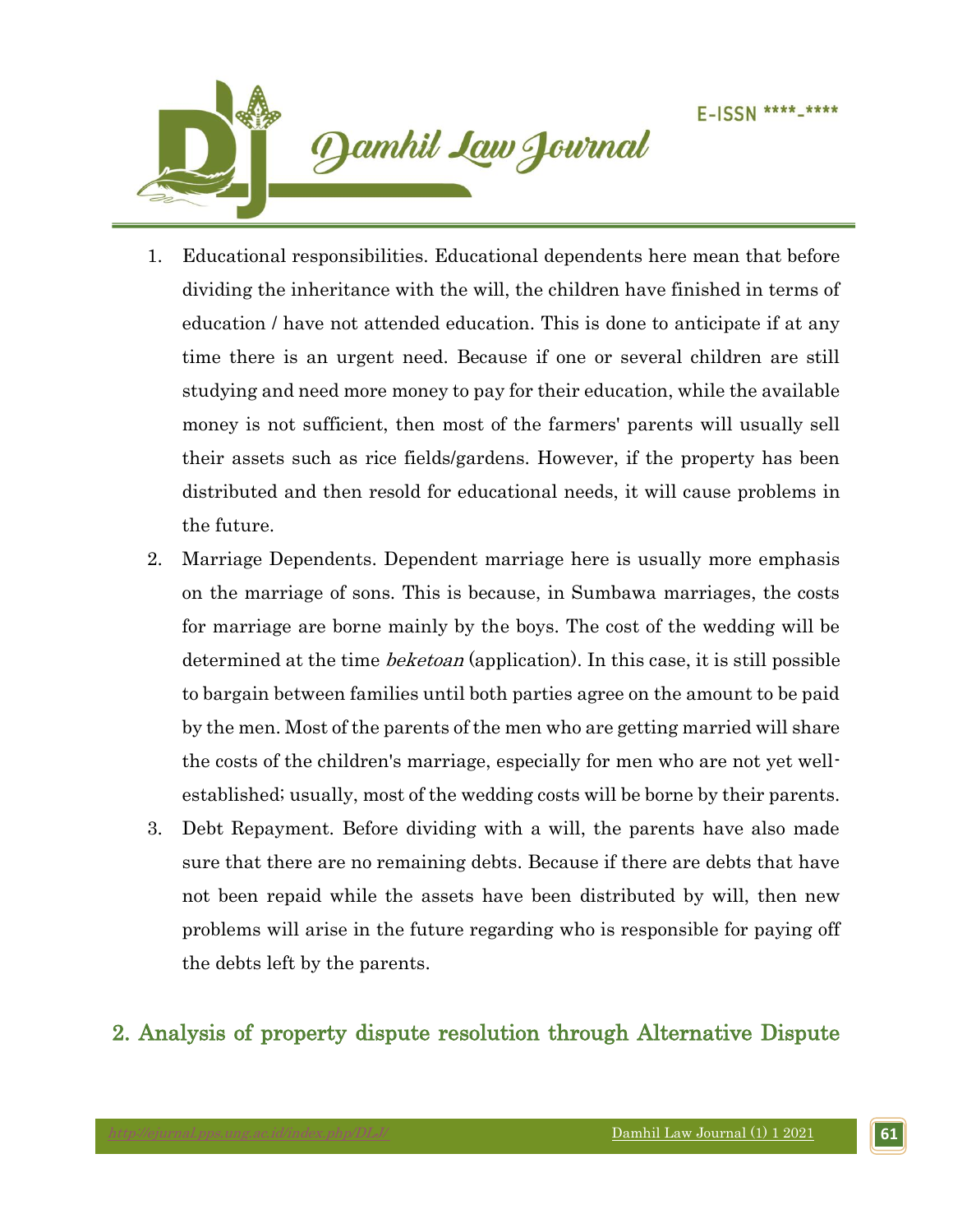1. Educational responsibilities. Educational dependents here mean that before dividing the inheritance with the will, the children have finished in terms of education / have not attended education. This is done to anticipate if at any time there is an urgent need. Because if one or several children are still studying and need more money to pay for their education, while the available money is not sufficient, then most of the farmers' parents will usually sell their assets such as rice fields/gardens. However, if the property has been distributed and then resold for educational needs, it will cause problems in the future.
2. Marriage Dependents. Dependent marriage here is usually more emphasis on the marriage of sons. This is because, in Sumbawa marriages, the costs for marriage are borne mainly by the boys. The cost of the wedding will be determined at the time *beketoan* (application). In this case, it is still possible to bargain between families until both parties agree on the amount to be paid by the men. Most of the parents of the men who are getting married will share the costs of the children's marriage, especially for men who are not yet well-established; usually, most of the wedding costs will be borne by their parents.
3. Debt Repayment. Before dividing with a will, the parents have also made sure that there are no remaining debts. Because if there are debts that have not been repaid while the assets have been distributed by will, then new problems will arise in the future regarding who is responsible for paying off the debts left by the parents.

## 2. Analysis of property dispute resolution through Alternative Dispute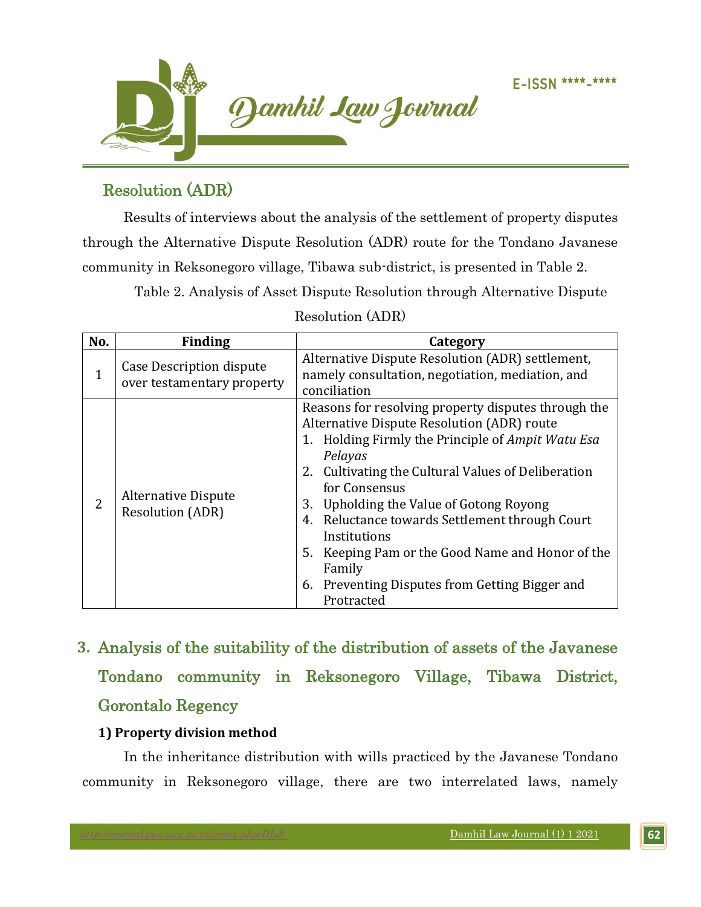Resolution (ADR)

Results of interviews about the analysis of the settlement of property disputes through the Alternative Dispute Resolution (ADR) route for the Tondano Javanese community in Reksonegoro village, Tibawa sub-district, is presented in Table 2.

Table 2. Analysis of Asset Dispute Resolution through Alternative Dispute Resolution (ADR)

| No. | Finding | Category |
|---|---|---|
| 1 | Case Description dispute over testamentary property | Alternative Dispute Resolution (ADR) settlement, namely consultation, negotiation, mediation, and conciliation |
| 2 | Alternative Dispute Resolution (ADR) | Reasons for resolving property disputes through the Alternative Dispute Resolution (ADR) route<br>1. Holding Firmly the Principle of *Ampit Watu Esa Pelayas*<br>2. Cultivating the Cultural Values of Deliberation for Consensus<br>3. Upholding the Value of Gotong Royong<br>4. Reluctance towards Settlement through Court Institutions<br>5. Keeping Pam or the Good Name and Honor of the Family<br>6. Preventing Disputes from Getting Bigger and Protracted |

## 3. Analysis of the suitability of the distribution of assets of the Javanese Tondano community in Reksonegoro Village, Tibawa District, Gorontalo Regency

**1) Property division method**

In the inheritance distribution with wills practiced by the Javanese Tondano community in Reksonegoro village, there are two interrelated laws, namely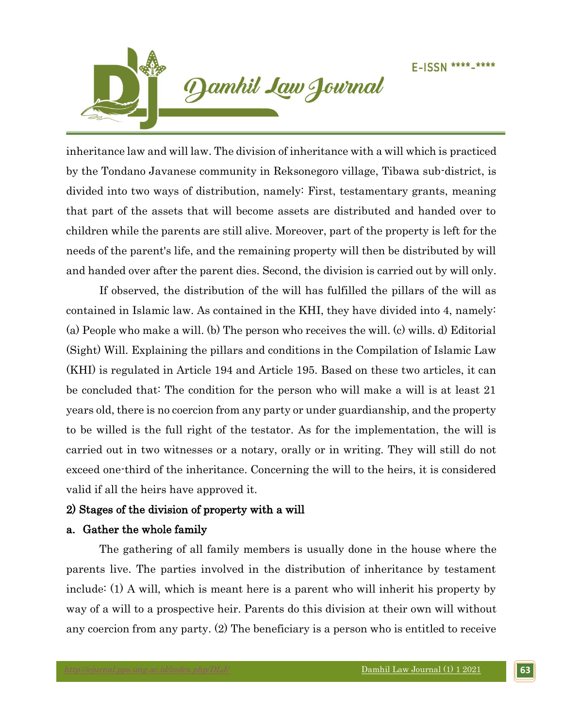inheritance law and will law. The division of inheritance with a will which is practiced by the Tondano Javanese community in Reksonegoro village, Tibawa sub-district, is divided into two ways of distribution, namely: First, testamentary grants, meaning that part of the assets that will become assets are distributed and handed over to children while the parents are still alive. Moreover, part of the property is left for the needs of the parent's life, and the remaining property will then be distributed by will and handed over after the parent dies. Second, the division is carried out by will only.

If observed, the distribution of the will has fulfilled the pillars of the will as contained in Islamic law. As contained in the KHI, they have divided into 4, namely: (a) People who make a will. (b) The person who receives the will. (c) wills. d) Editorial (Sight) Will. Explaining the pillars and conditions in the Compilation of Islamic Law (KHI) is regulated in Article 194 and Article 195. Based on these two articles, it can be concluded that: The condition for the person who will make a will is at least 21 years old, there is no coercion from any party or under guardianship, and the property to be willed is the full right of the testator. As for the implementation, the will is carried out in two witnesses or a notary, orally or in writing. They will still do not exceed one-third of the inheritance. Concerning the will to the heirs, it is considered valid if all the heirs have approved it.

**2) Stages of the division of property with a will**

**a. Gather the whole family**

The gathering of all family members is usually done in the house where the parents live. The parties involved in the distribution of inheritance by testament include: (1) A will, which is meant here is a parent who will inherit his property by way of a will to a prospective heir. Parents do this division at their own will without any coercion from any party. (2) The beneficiary is a person who is entitled to receive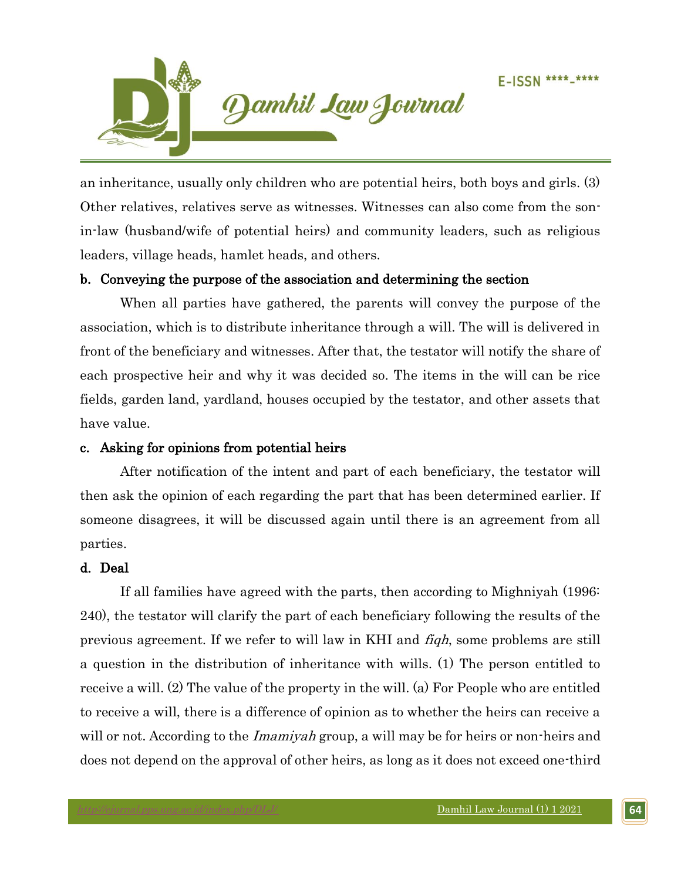an inheritance, usually only children who are potential heirs, both boys and girls. (3) Other relatives, relatives serve as witnesses. Witnesses can also come from the son-in-law (husband/wife of potential heirs) and community leaders, such as religious leaders, village heads, hamlet heads, and others.

**b. Conveying the purpose of the association and determining the section**

When all parties have gathered, the parents will convey the purpose of the association, which is to distribute inheritance through a will. The will is delivered in front of the beneficiary and witnesses. After that, the testator will notify the share of each prospective heir and why it was decided so. The items in the will can be rice fields, garden land, yardland, houses occupied by the testator, and other assets that have value.

**c. Asking for opinions from potential heirs**

After notification of the intent and part of each beneficiary, the testator will then ask the opinion of each regarding the part that has been determined earlier. If someone disagrees, it will be discussed again until there is an agreement from all parties.

**d. Deal**

If all families have agreed with the parts, then according to Mighniyah (1996: 240), the testator will clarify the part of each beneficiary following the results of the previous agreement. If we refer to will law in KHI and *fiqh*, some problems are still a question in the distribution of inheritance with wills. (1) The person entitled to receive a will. (2) The value of the property in the will. (a) For People who are entitled to receive a will, there is a difference of opinion as to whether the heirs can receive a will or not. According to the *Imamiyah* group, a will may be for heirs or non-heirs and does not depend on the approval of other heirs, as long as it does not exceed one-third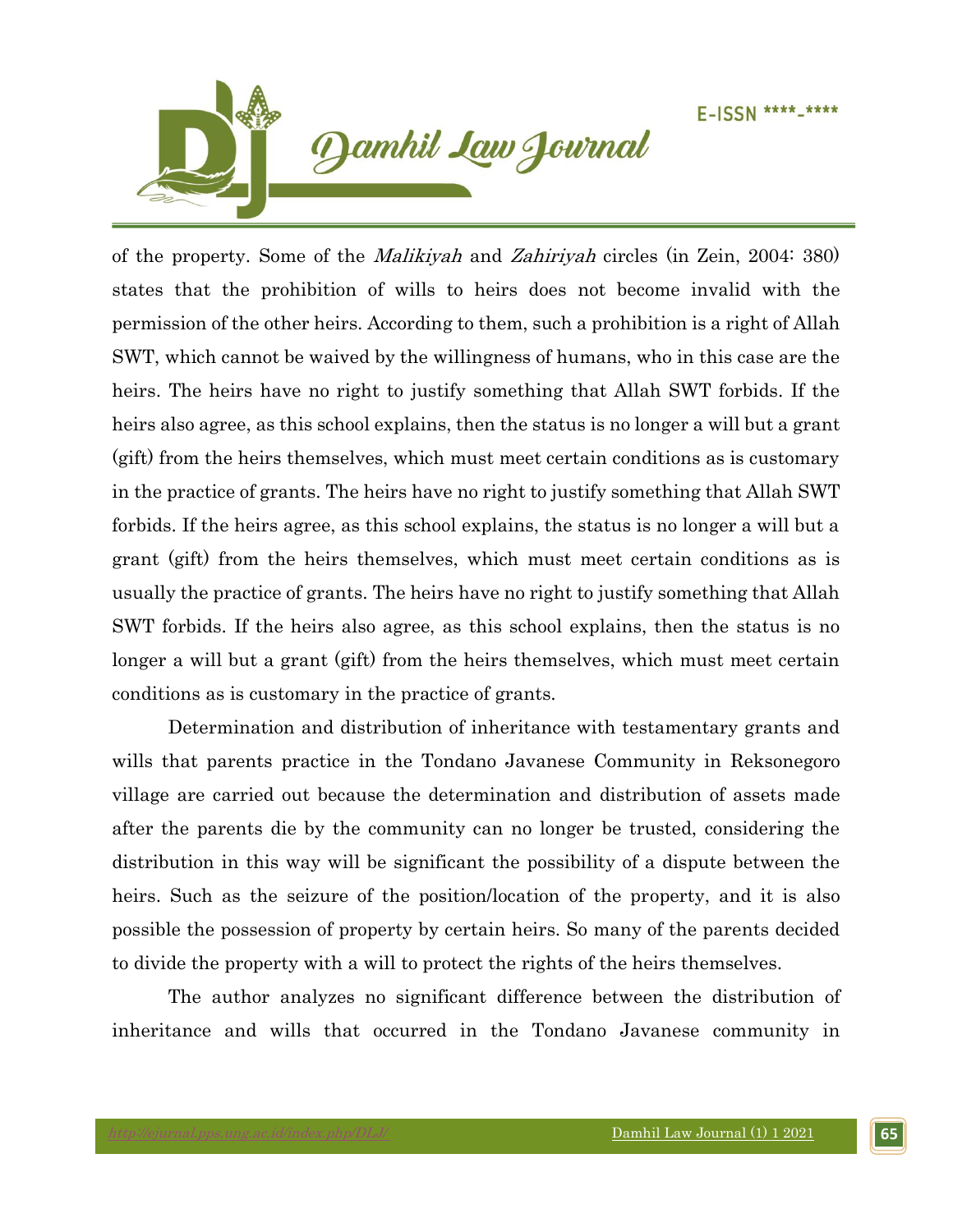of the property. Some of the *Malikiyah* and *Zahiriyah* circles (in Zein, 2004: 380) states that the prohibition of wills to heirs does not become invalid with the permission of the other heirs. According to them, such a prohibition is a right of Allah SWT, which cannot be waived by the willingness of humans, who in this case are the heirs. The heirs have no right to justify something that Allah SWT forbids. If the heirs also agree, as this school explains, then the status is no longer a will but a grant (gift) from the heirs themselves, which must meet certain conditions as is customary in the practice of grants. The heirs have no right to justify something that Allah SWT forbids. If the heirs agree, as this school explains, the status is no longer a will but a grant (gift) from the heirs themselves, which must meet certain conditions as is usually the practice of grants. The heirs have no right to justify something that Allah SWT forbids. If the heirs also agree, as this school explains, then the status is no longer a will but a grant (gift) from the heirs themselves, which must meet certain conditions as is customary in the practice of grants.

Determination and distribution of inheritance with testamentary grants and wills that parents practice in the Tondano Javanese Community in Reksonegoro village are carried out because the determination and distribution of assets made after the parents die by the community can no longer be trusted, considering the distribution in this way will be significant the possibility of a dispute between the heirs. Such as the seizure of the position/location of the property, and it is also possible the possession of property by certain heirs. So many of the parents decided to divide the property with a will to protect the rights of the heirs themselves.

The author analyzes no significant difference between the distribution of inheritance and wills that occurred in the Tondano Javanese community in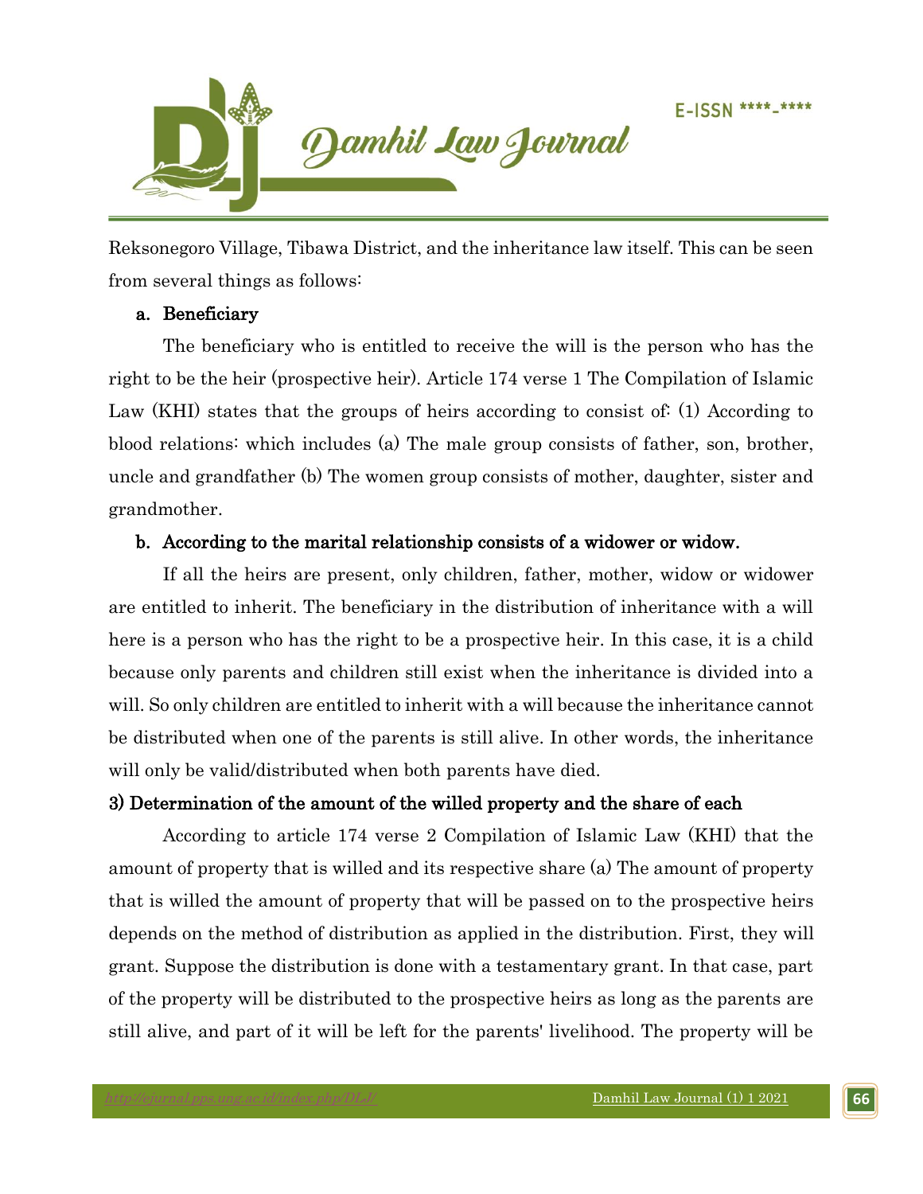Reksonegoro Village, Tibawa District, and the inheritance law itself. This can be seen from several things as follows:

**a. Beneficiary**

The beneficiary who is entitled to receive the will is the person who has the right to be the heir (prospective heir). Article 174 verse 1 The Compilation of Islamic Law (KHI) states that the groups of heirs according to consist of: (1) According to blood relations: which includes (a) The male group consists of father, son, brother, uncle and grandfather (b) The women group consists of mother, daughter, sister and grandmother.

**b. According to the marital relationship consists of a widower or widow.**

If all the heirs are present, only children, father, mother, widow or widower are entitled to inherit. The beneficiary in the distribution of inheritance with a will here is a person who has the right to be a prospective heir. In this case, it is a child because only parents and children still exist when the inheritance is divided into a will. So only children are entitled to inherit with a will because the inheritance cannot be distributed when one of the parents is still alive. In other words, the inheritance will only be valid/distributed when both parents have died.

**3) Determination of the amount of the willed property and the share of each**

According to article 174 verse 2 Compilation of Islamic Law (KHI) that the amount of property that is willed and its respective share (a) The amount of property that is willed the amount of property that will be passed on to the prospective heirs depends on the method of distribution as applied in the distribution. First, they will grant. Suppose the distribution is done with a testamentary grant. In that case, part of the property will be distributed to the prospective heirs as long as the parents are still alive, and part of it will be left for the parents' livelihood. The property will be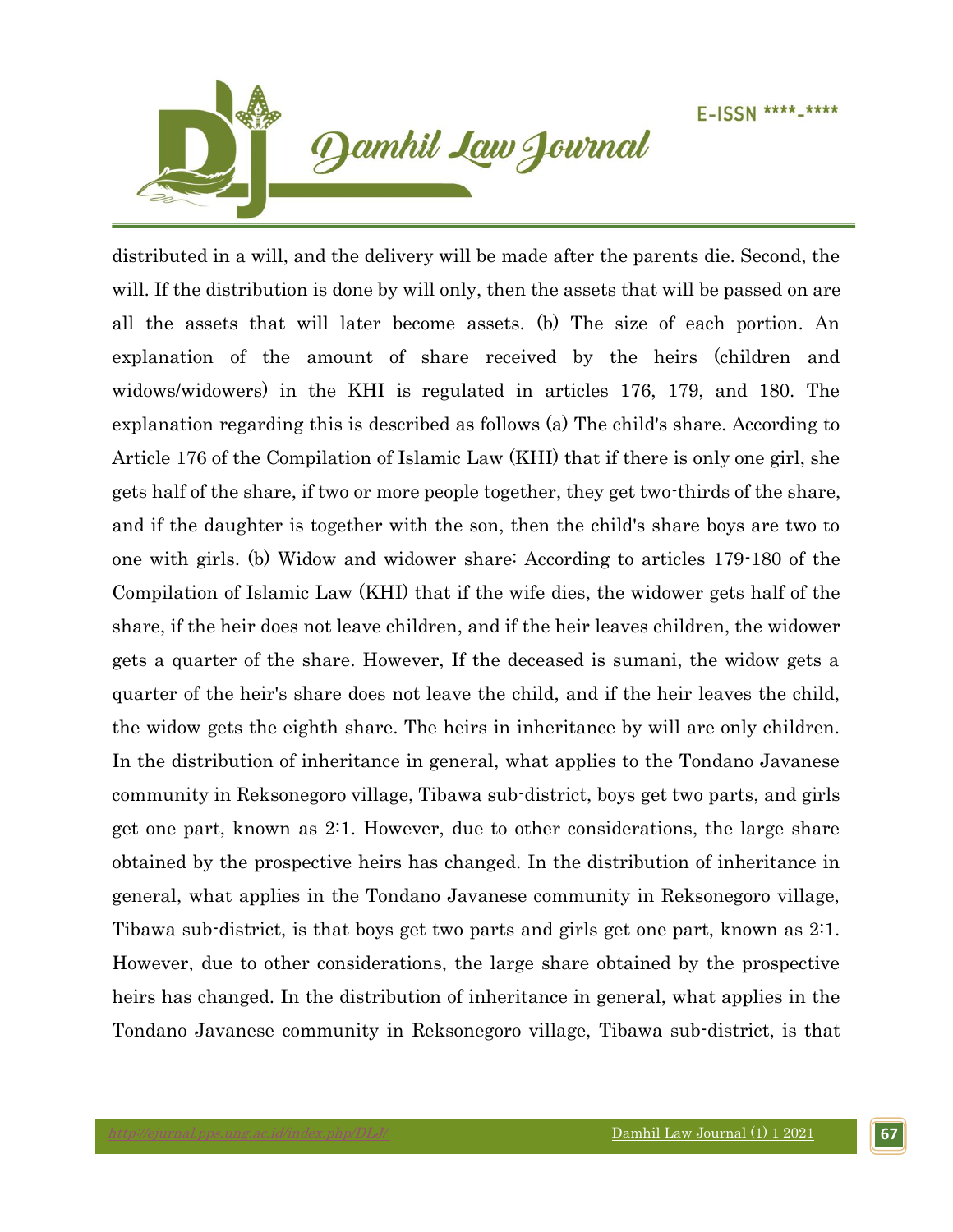distributed in a will, and the delivery will be made after the parents die. Second, the will. If the distribution is done by will only, then the assets that will be passed on are all the assets that will later become assets. (b) The size of each portion. An explanation of the amount of share received by the heirs (children and widows/widowers) in the KHI is regulated in articles 176, 179, and 180. The explanation regarding this is described as follows (a) The child's share. According to Article 176 of the Compilation of Islamic Law (KHI) that if there is only one girl, she gets half of the share, if two or more people together, they get two-thirds of the share, and if the daughter is together with the son, then the child's share boys are two to one with girls. (b) Widow and widower share: According to articles 179-180 of the Compilation of Islamic Law (KHI) that if the wife dies, the widower gets half of the share, if the heir does not leave children, and if the heir leaves children, the widower gets a quarter of the share. However, If the deceased is sumani, the widow gets a quarter of the heir's share does not leave the child, and if the heir leaves the child, the widow gets the eighth share. The heirs in inheritance by will are only children. In the distribution of inheritance in general, what applies to the Tondano Javanese community in Reksonegoro village, Tibawa sub-district, boys get two parts, and girls get one part, known as 2:1. However, due to other considerations, the large share obtained by the prospective heirs has changed. In the distribution of inheritance in general, what applies in the Tondano Javanese community in Reksonegoro village, Tibawa sub-district, is that boys get two parts and girls get one part, known as 2:1. However, due to other considerations, the large share obtained by the prospective heirs has changed. In the distribution of inheritance in general, what applies in the Tondano Javanese community in Reksonegoro village, Tibawa sub-district, is that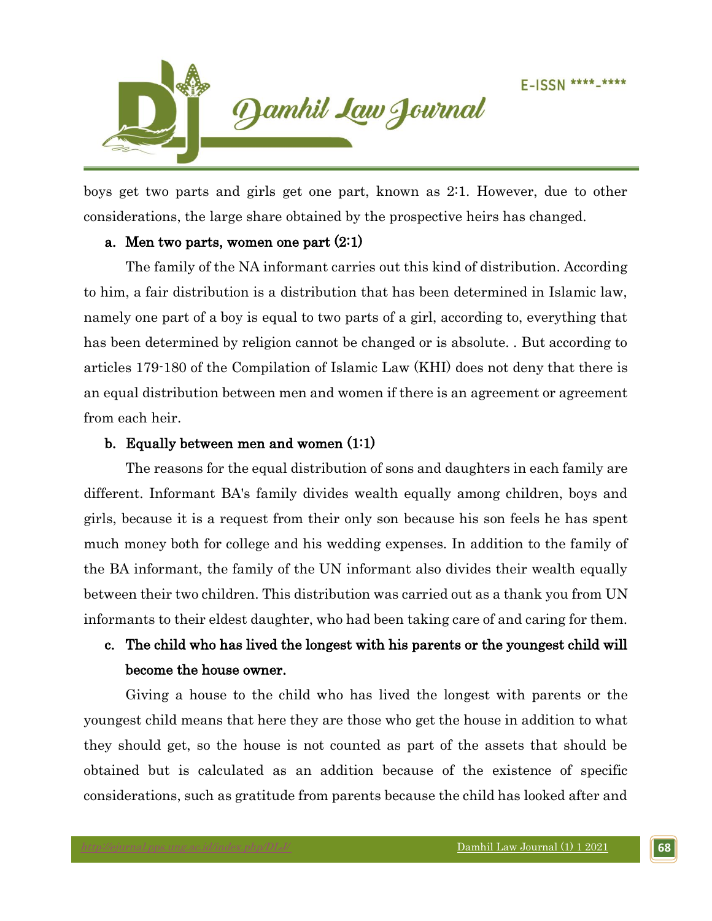boys get two parts and girls get one part, known as 2:1. However, due to other considerations, the large share obtained by the prospective heirs has changed.

**a. Men two parts, women one part (2:1)**

The family of the NA informant carries out this kind of distribution. According to him, a fair distribution is a distribution that has been determined in Islamic law, namely one part of a boy is equal to two parts of a girl, according to, everything that has been determined by religion cannot be changed or is absolute. . But according to articles 179-180 of the Compilation of Islamic Law (KHI) does not deny that there is an equal distribution between men and women if there is an agreement or agreement from each heir.

**b. Equally between men and women (1:1)**

The reasons for the equal distribution of sons and daughters in each family are different. Informant BA's family divides wealth equally among children, boys and girls, because it is a request from their only son because his son feels he has spent much money both for college and his wedding expenses. In addition to the family of the BA informant, the family of the UN informant also divides their wealth equally between their two children. This distribution was carried out as a thank you from UN informants to their eldest daughter, who had been taking care of and caring for them.

**c. The child who has lived the longest with his parents or the youngest child will become the house owner.**

Giving a house to the child who has lived the longest with parents or the youngest child means that here they are those who get the house in addition to what they should get, so the house is not counted as part of the assets that should be obtained but is calculated as an addition because of the existence of specific considerations, such as gratitude from parents because the child has looked after and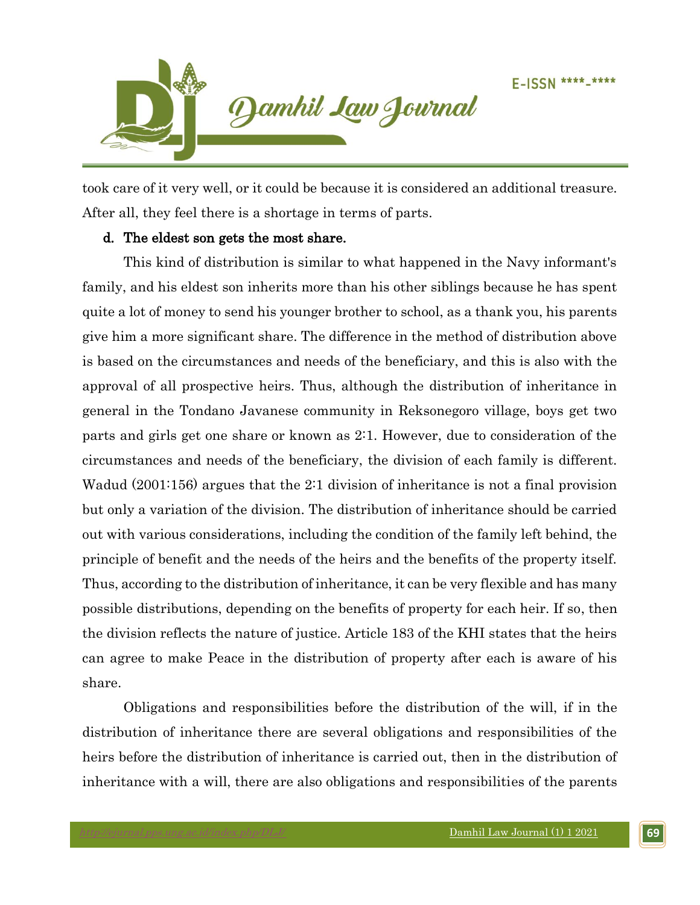took care of it very well, or it could be because it is considered an additional treasure. After all, they feel there is a shortage in terms of parts.

**d. The eldest son gets the most share.**

This kind of distribution is similar to what happened in the Navy informant's family, and his eldest son inherits more than his other siblings because he has spent quite a lot of money to send his younger brother to school, as a thank you, his parents give him a more significant share. The difference in the method of distribution above is based on the circumstances and needs of the beneficiary, and this is also with the approval of all prospective heirs. Thus, although the distribution of inheritance in general in the Tondano Javanese community in Reksonegoro village, boys get two parts and girls get one share or known as 2:1. However, due to consideration of the circumstances and needs of the beneficiary, the division of each family is different. Wadud (2001:156) argues that the 2:1 division of inheritance is not a final provision but only a variation of the division. The distribution of inheritance should be carried out with various considerations, including the condition of the family left behind, the principle of benefit and the needs of the heirs and the benefits of the property itself. Thus, according to the distribution of inheritance, it can be very flexible and has many possible distributions, depending on the benefits of property for each heir. If so, then the division reflects the nature of justice. Article 183 of the KHI states that the heirs can agree to make Peace in the distribution of property after each is aware of his share.

Obligations and responsibilities before the distribution of the will, if in the distribution of inheritance there are several obligations and responsibilities of the heirs before the distribution of inheritance is carried out, then in the distribution of inheritance with a will, there are also obligations and responsibilities of the parents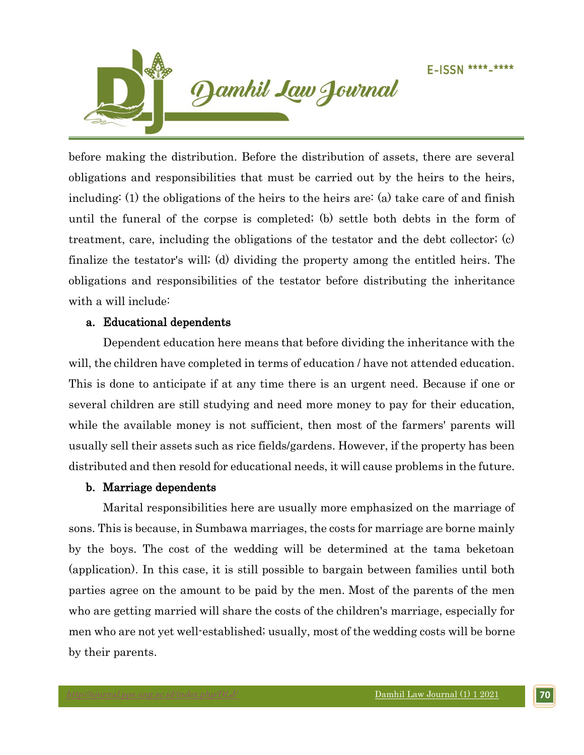before making the distribution. Before the distribution of assets, there are several obligations and responsibilities that must be carried out by the heirs to the heirs, including: (1) the obligations of the heirs to the heirs are: (a) take care of and finish until the funeral of the corpse is completed; (b) settle both debts in the form of treatment, care, including the obligations of the testator and the debt collector; (c) finalize the testator's will; (d) dividing the property among the entitled heirs. The obligations and responsibilities of the testator before distributing the inheritance with a will include:

**a. Educational dependents**

Dependent education here means that before dividing the inheritance with the will, the children have completed in terms of education / have not attended education. This is done to anticipate if at any time there is an urgent need. Because if one or several children are still studying and need more money to pay for their education, while the available money is not sufficient, then most of the farmers' parents will usually sell their assets such as rice fields/gardens. However, if the property has been distributed and then resold for educational needs, it will cause problems in the future.

**b. Marriage dependents**

Marital responsibilities here are usually more emphasized on the marriage of sons. This is because, in Sumbawa marriages, the costs for marriage are borne mainly by the boys. The cost of the wedding will be determined at the tama beketoan (application). In this case, it is still possible to bargain between families until both parties agree on the amount to be paid by the men. Most of the parents of the men who are getting married will share the costs of the children's marriage, especially for men who are not yet well-established; usually, most of the wedding costs will be borne by their parents.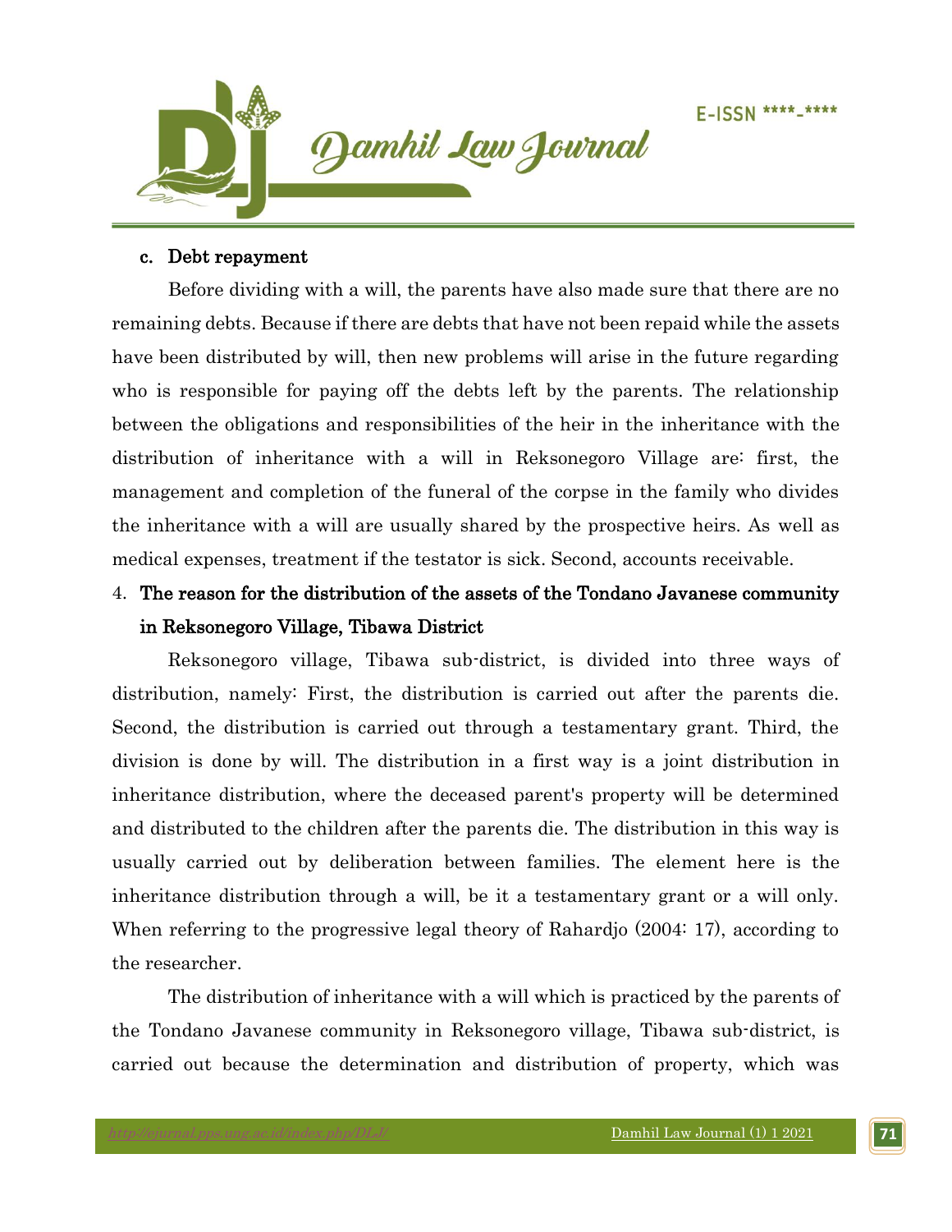**c. Debt repayment**

Before dividing with a will, the parents have also made sure that there are no remaining debts. Because if there are debts that have not been repaid while the assets have been distributed by will, then new problems will arise in the future regarding who is responsible for paying off the debts left by the parents. The relationship between the obligations and responsibilities of the heir in the inheritance with the distribution of inheritance with a will in Reksonegoro Village are: first, the management and completion of the funeral of the corpse in the family who divides the inheritance with a will are usually shared by the prospective heirs. As well as medical expenses, treatment if the testator is sick. Second, accounts receivable.

4. **The reason for the distribution of the assets of the Tondano Javanese community in Reksonegoro Village, Tibawa District**

Reksonegoro village, Tibawa sub-district, is divided into three ways of distribution, namely: First, the distribution is carried out after the parents die. Second, the distribution is carried out through a testamentary grant. Third, the division is done by will. The distribution in a first way is a joint distribution in inheritance distribution, where the deceased parent's property will be determined and distributed to the children after the parents die. The distribution in this way is usually carried out by deliberation between families. The element here is the inheritance distribution through a will, be it a testamentary grant or a will only. When referring to the progressive legal theory of Rahardjo (2004: 17), according to the researcher.

The distribution of inheritance with a will which is practiced by the parents of the Tondano Javanese community in Reksonegoro village, Tibawa sub-district, is carried out because the determination and distribution of property, which was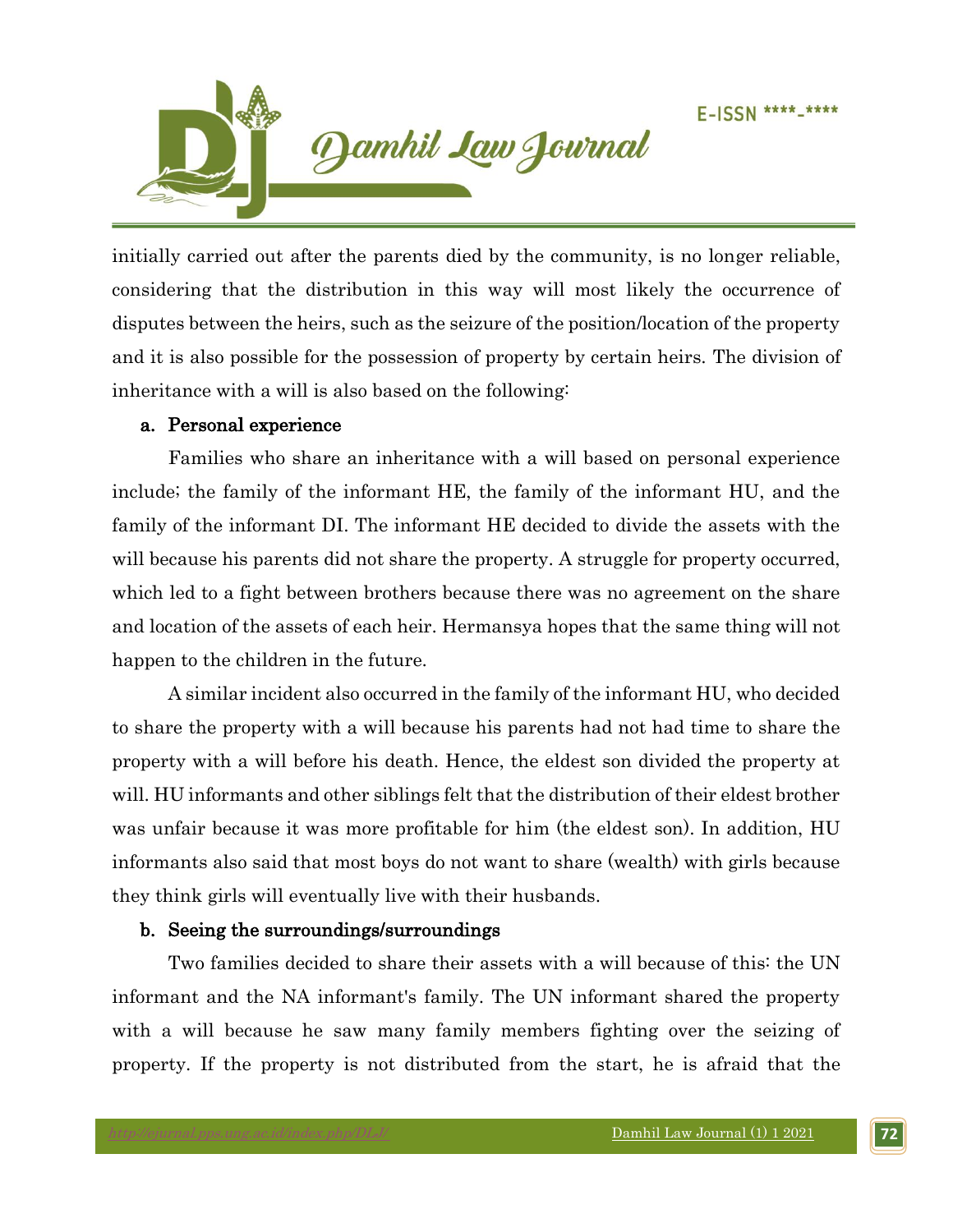initially carried out after the parents died by the community, is no longer reliable, considering that the distribution in this way will most likely the occurrence of disputes between the heirs, such as the seizure of the position/location of the property and it is also possible for the possession of property by certain heirs. The division of inheritance with a will is also based on the following:

**a. Personal experience**

Families who share an inheritance with a will based on personal experience include; the family of the informant HE, the family of the informant HU, and the family of the informant DI. The informant HE decided to divide the assets with the will because his parents did not share the property. A struggle for property occurred, which led to a fight between brothers because there was no agreement on the share and location of the assets of each heir. Hermansya hopes that the same thing will not happen to the children in the future.

A similar incident also occurred in the family of the informant HU, who decided to share the property with a will because his parents had not had time to share the property with a will before his death. Hence, the eldest son divided the property at will. HU informants and other siblings felt that the distribution of their eldest brother was unfair because it was more profitable for him (the eldest son). In addition, HU informants also said that most boys do not want to share (wealth) with girls because they think girls will eventually live with their husbands.

**b. Seeing the surroundings/surroundings**

Two families decided to share their assets with a will because of this: the UN informant and the NA informant's family. The UN informant shared the property with a will because he saw many family members fighting over the seizing of property. If the property is not distributed from the start, he is afraid that the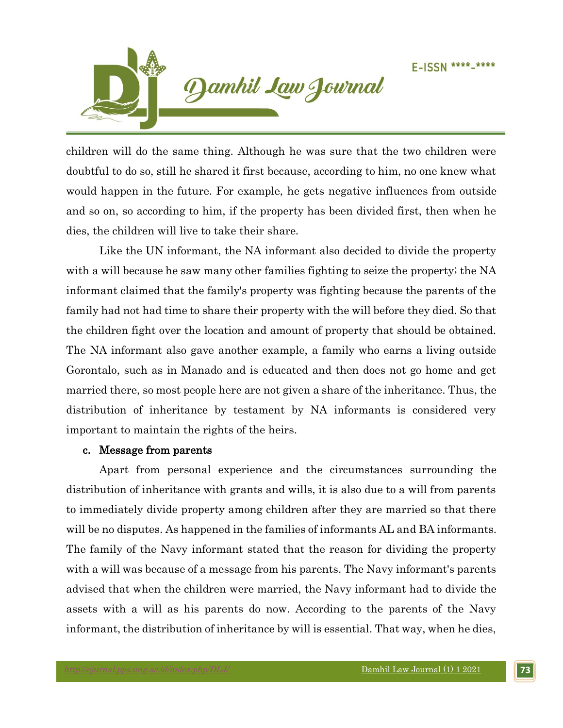children will do the same thing. Although he was sure that the two children were doubtful to do so, still he shared it first because, according to him, no one knew what would happen in the future. For example, he gets negative influences from outside and so on, so according to him, if the property has been divided first, then when he dies, the children will live to take their share.

Like the UN informant, the NA informant also decided to divide the property with a will because he saw many other families fighting to seize the property; the NA informant claimed that the family's property was fighting because the parents of the family had not had time to share their property with the will before they died. So that the children fight over the location and amount of property that should be obtained. The NA informant also gave another example, a family who earns a living outside Gorontalo, such as in Manado and is educated and then does not go home and get married there, so most people here are not given a share of the inheritance. Thus, the distribution of inheritance by testament by NA informants is considered very important to maintain the rights of the heirs.

**c. Message from parents**

Apart from personal experience and the circumstances surrounding the distribution of inheritance with grants and wills, it is also due to a will from parents to immediately divide property among children after they are married so that there will be no disputes. As happened in the families of informants AL and BA informants. The family of the Navy informant stated that the reason for dividing the property with a will was because of a message from his parents. The Navy informant's parents advised that when the children were married, the Navy informant had to divide the assets with a will as his parents do now. According to the parents of the Navy informant, the distribution of inheritance by will is essential. That way, when he dies,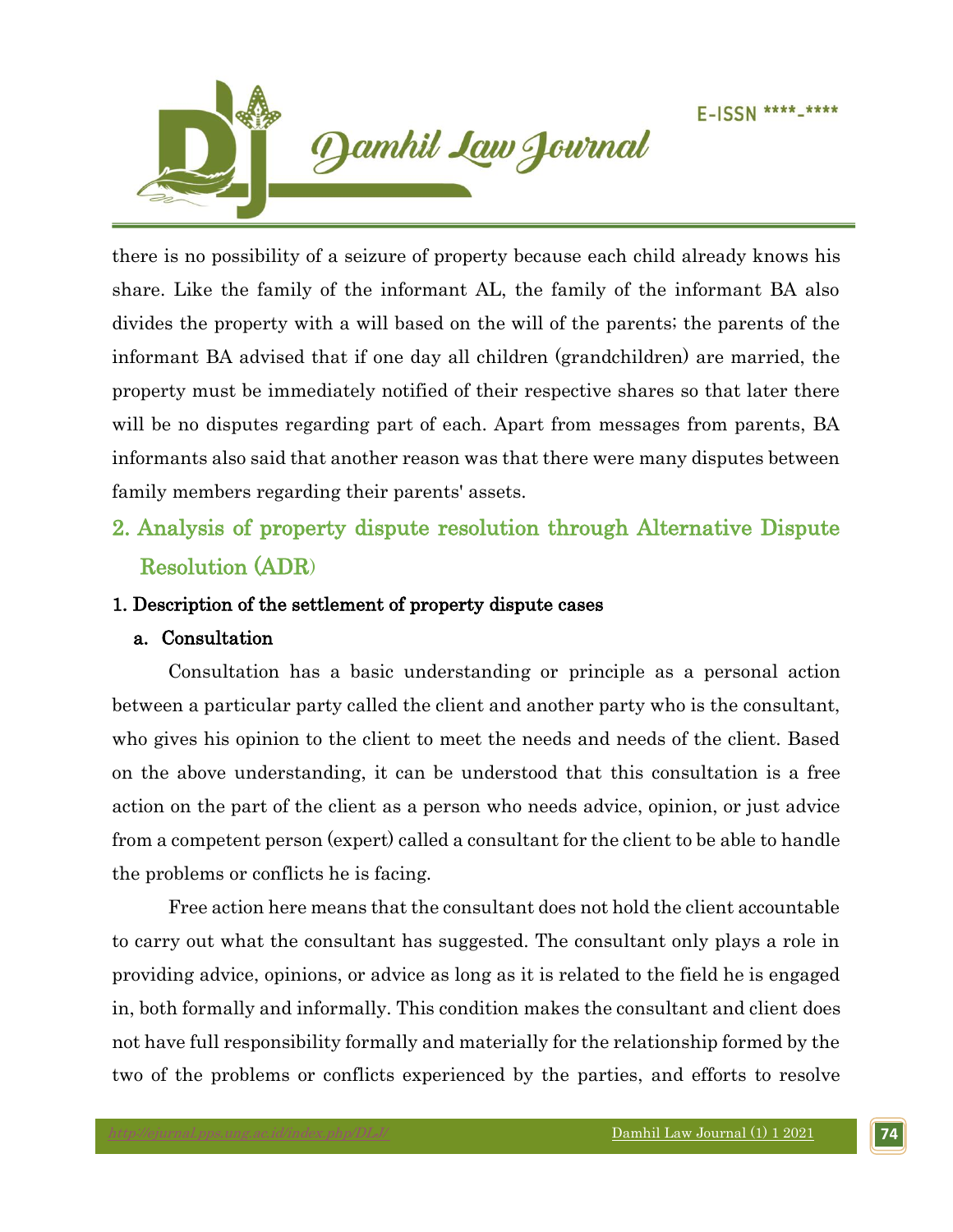there is no possibility of a seizure of property because each child already knows his share. Like the family of the informant AL, the family of the informant BA also divides the property with a will based on the will of the parents; the parents of the informant BA advised that if one day all children (grandchildren) are married, the property must be immediately notified of their respective shares so that later there will be no disputes regarding part of each. Apart from messages from parents, BA informants also said that another reason was that there were many disputes between family members regarding their parents' assets.

## 2. Analysis of property dispute resolution through Alternative Dispute Resolution (ADR)

### 1. Description of the settlement of property dispute cases

#### a. Consultation

Consultation has a basic understanding or principle as a personal action between a particular party called the client and another party who is the consultant, who gives his opinion to the client to meet the needs and needs of the client. Based on the above understanding, it can be understood that this consultation is a free action on the part of the client as a person who needs advice, opinion, or just advice from a competent person (expert) called a consultant for the client to be able to handle the problems or conflicts he is facing.

Free action here means that the consultant does not hold the client accountable to carry out what the consultant has suggested. The consultant only plays a role in providing advice, opinions, or advice as long as it is related to the field he is engaged in, both formally and informally. This condition makes the consultant and client does not have full responsibility formally and materially for the relationship formed by the two of the problems or conflicts experienced by the parties, and efforts to resolve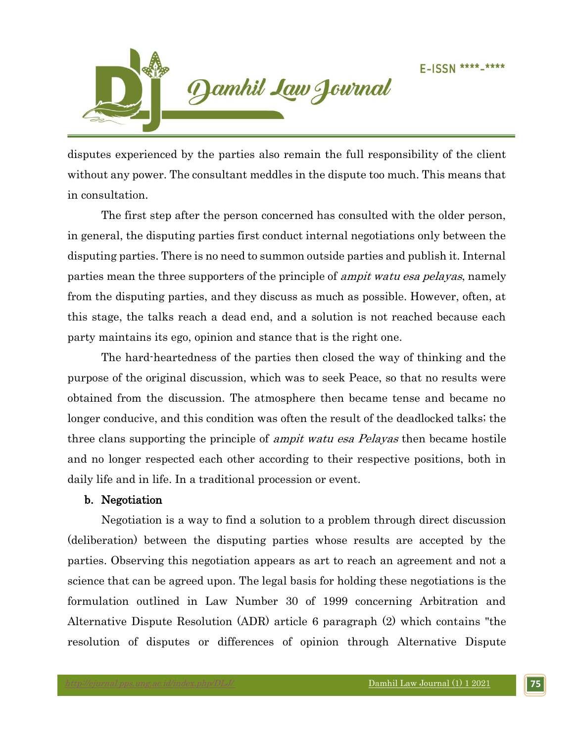disputes experienced by the parties also remain the full responsibility of the client without any power. The consultant meddles in the dispute too much. This means that in consultation.

The first step after the person concerned has consulted with the older person, in general, the disputing parties first conduct internal negotiations only between the disputing parties. There is no need to summon outside parties and publish it. Internal parties mean the three supporters of the principle of *ampit watu esa pelayas*, namely from the disputing parties, and they discuss as much as possible. However, often, at this stage, the talks reach a dead end, and a solution is not reached because each party maintains its ego, opinion and stance that is the right one.

The hard-heartedness of the parties then closed the way of thinking and the purpose of the original discussion, which was to seek Peace, so that no results were obtained from the discussion. The atmosphere then became tense and became no longer conducive, and this condition was often the result of the deadlocked talks; the three clans supporting the principle of *ampit watu esa Pelayas* then became hostile and no longer respected each other according to their respective positions, both in daily life and in life. In a traditional procession or event.

**b. Negotiation**

Negotiation is a way to find a solution to a problem through direct discussion (deliberation) between the disputing parties whose results are accepted by the parties. Observing this negotiation appears as art to reach an agreement and not a science that can be agreed upon. The legal basis for holding these negotiations is the formulation outlined in Law Number 30 of 1999 concerning Arbitration and Alternative Dispute Resolution (ADR) article 6 paragraph (2) which contains "the resolution of disputes or differences of opinion through Alternative Dispute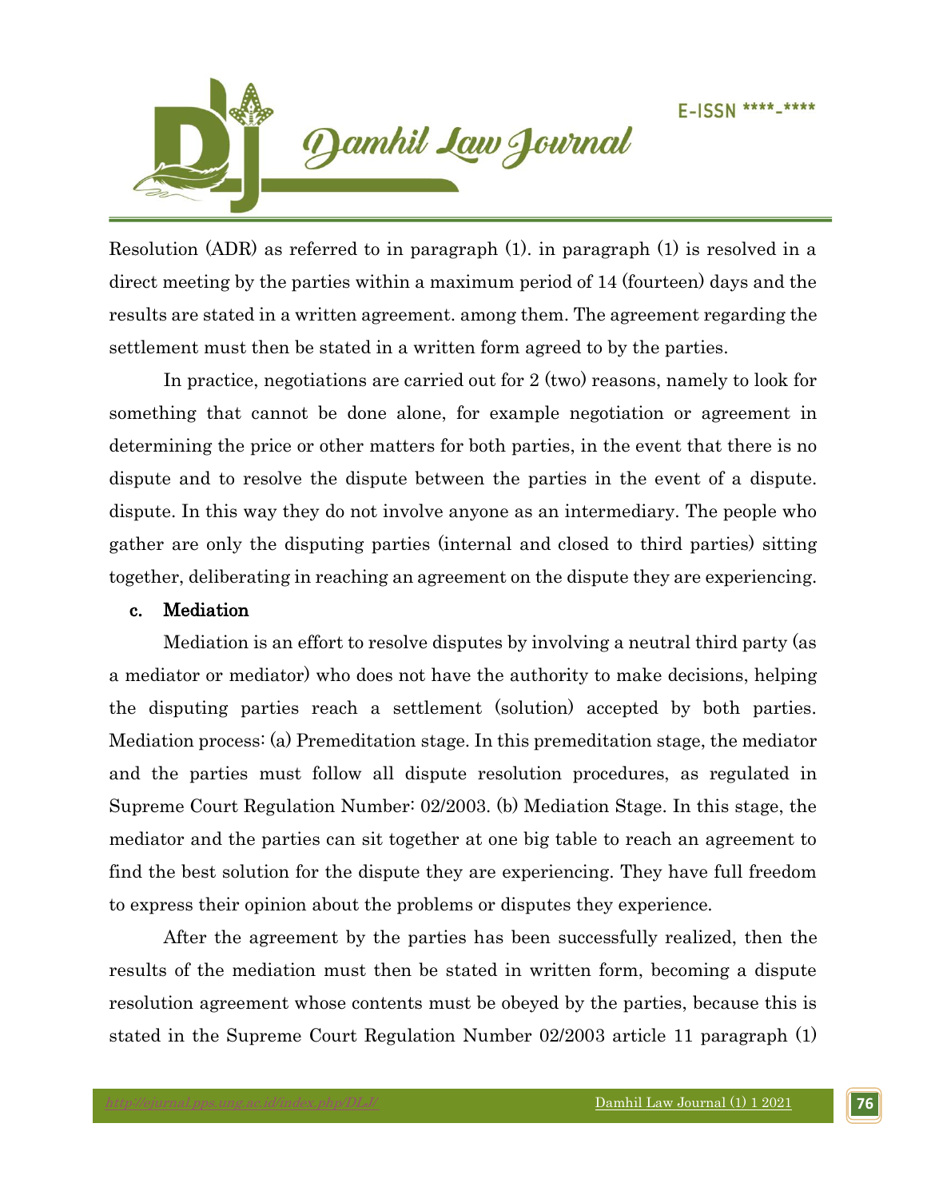Resolution (ADR) as referred to in paragraph (1). in paragraph (1) is resolved in a direct meeting by the parties within a maximum period of 14 (fourteen) days and the results are stated in a written agreement. among them. The agreement regarding the settlement must then be stated in a written form agreed to by the parties.

In practice, negotiations are carried out for 2 (two) reasons, namely to look for something that cannot be done alone, for example negotiation or agreement in determining the price or other matters for both parties, in the event that there is no dispute and to resolve the dispute between the parties in the event of a dispute. dispute. In this way they do not involve anyone as an intermediary. The people who gather are only the disputing parties (internal and closed to third parties) sitting together, deliberating in reaching an agreement on the dispute they are experiencing.

**c. Mediation**

Mediation is an effort to resolve disputes by involving a neutral third party (as a mediator or mediator) who does not have the authority to make decisions, helping the disputing parties reach a settlement (solution) accepted by both parties. Mediation process: (a) Premeditation stage. In this premeditation stage, the mediator and the parties must follow all dispute resolution procedures, as regulated in Supreme Court Regulation Number: 02/2003. (b) Mediation Stage. In this stage, the mediator and the parties can sit together at one big table to reach an agreement to find the best solution for the dispute they are experiencing. They have full freedom to express their opinion about the problems or disputes they experience.

After the agreement by the parties has been successfully realized, then the results of the mediation must then be stated in written form, becoming a dispute resolution agreement whose contents must be obeyed by the parties, because this is stated in the Supreme Court Regulation Number 02/2003 article 11 paragraph (1)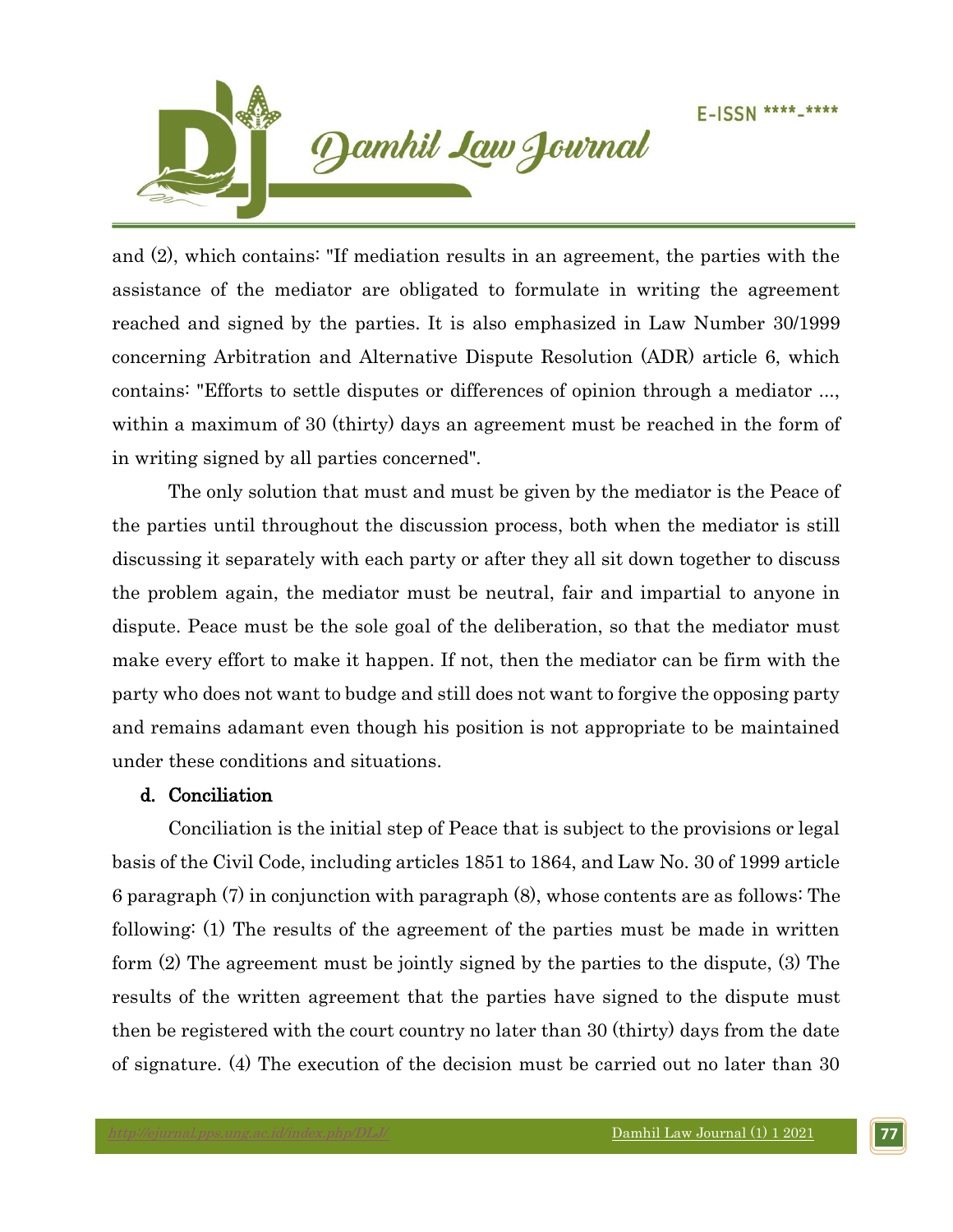and (2), which contains: "If mediation results in an agreement, the parties with the assistance of the mediator are obligated to formulate in writing the agreement reached and signed by the parties. It is also emphasized in Law Number 30/1999 concerning Arbitration and Alternative Dispute Resolution (ADR) article 6, which contains: "Efforts to settle disputes or differences of opinion through a mediator ..., within a maximum of 30 (thirty) days an agreement must be reached in the form of in writing signed by all parties concerned".

The only solution that must and must be given by the mediator is the Peace of the parties until throughout the discussion process, both when the mediator is still discussing it separately with each party or after they all sit down together to discuss the problem again, the mediator must be neutral, fair and impartial to anyone in dispute. Peace must be the sole goal of the deliberation, so that the mediator must make every effort to make it happen. If not, then the mediator can be firm with the party who does not want to budge and still does not want to forgive the opposing party and remains adamant even though his position is not appropriate to be maintained under these conditions and situations.

**d. Conciliation**

Conciliation is the initial step of Peace that is subject to the provisions or legal basis of the Civil Code, including articles 1851 to 1864, and Law No. 30 of 1999 article 6 paragraph (7) in conjunction with paragraph (8), whose contents are as follows: The following: (1) The results of the agreement of the parties must be made in written form (2) The agreement must be jointly signed by the parties to the dispute, (3) The results of the written agreement that the parties have signed to the dispute must then be registered with the court country no later than 30 (thirty) days from the date of signature. (4) The execution of the decision must be carried out no later than 30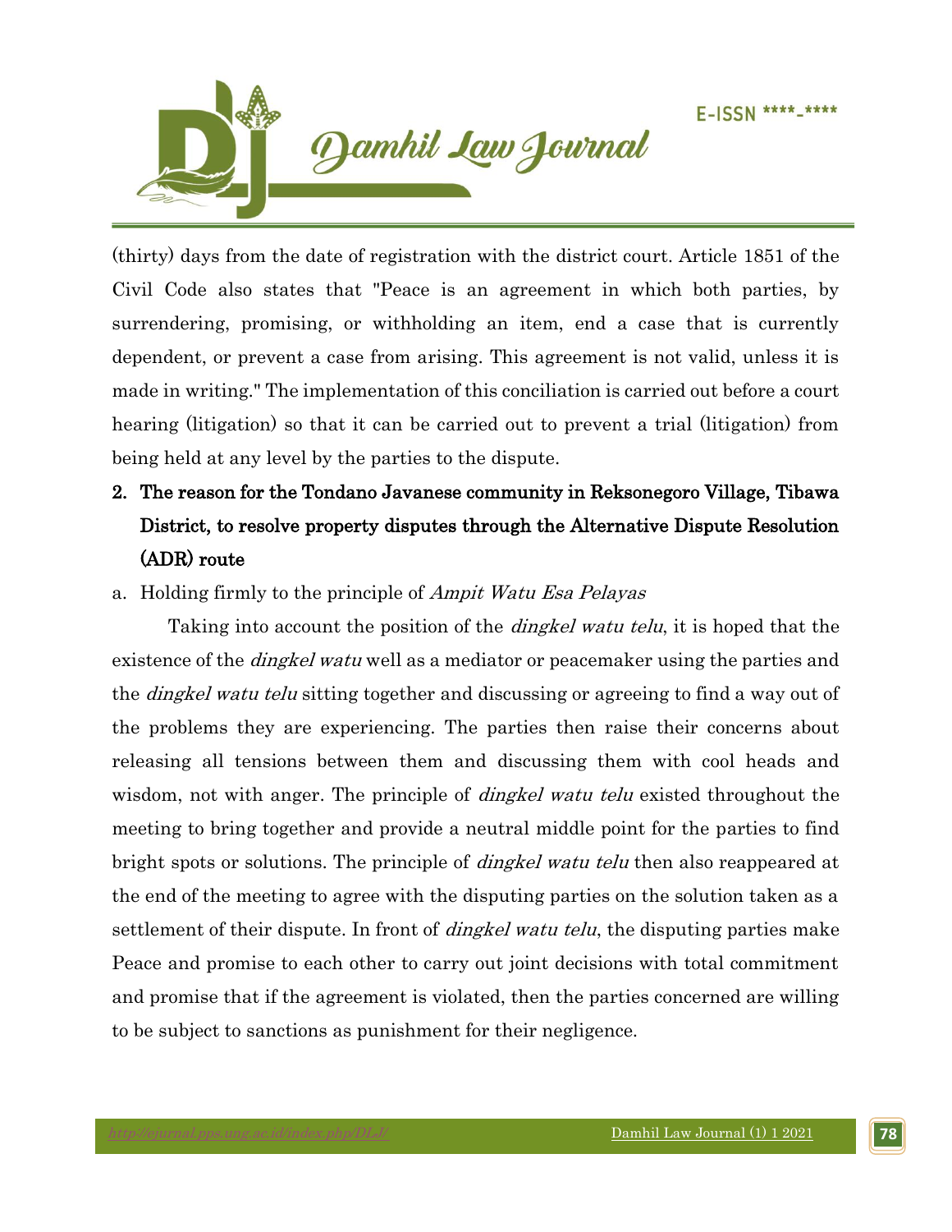(thirty) days from the date of registration with the district court. Article 1851 of the Civil Code also states that "Peace is an agreement in which both parties, by surrendering, promising, or withholding an item, end a case that is currently dependent, or prevent a case from arising. This agreement is not valid, unless it is made in writing." The implementation of this conciliation is carried out before a court hearing (litigation) so that it can be carried out to prevent a trial (litigation) from being held at any level by the parties to the dispute.

2. **The reason for the Tondano Javanese community in Reksonegoro Village, Tibawa District, to resolve property disputes through the Alternative Dispute Resolution (ADR) route**

a. Holding firmly to the principle of *Ampit Watu Esa Pelayas*

Taking into account the position of the *dingkel watu telu*, it is hoped that the existence of the *dingkel watu* well as a mediator or peacemaker using the parties and the *dingkel watu telu* sitting together and discussing or agreeing to find a way out of the problems they are experiencing. The parties then raise their concerns about releasing all tensions between them and discussing them with cool heads and wisdom, not with anger. The principle of *dingkel watu telu* existed throughout the meeting to bring together and provide a neutral middle point for the parties to find bright spots or solutions. The principle of *dingkel watu telu* then also reappeared at the end of the meeting to agree with the disputing parties on the solution taken as a settlement of their dispute. In front of *dingkel watu telu*, the disputing parties make Peace and promise to each other to carry out joint decisions with total commitment and promise that if the agreement is violated, then the parties concerned are willing to be subject to sanctions as punishment for their negligence.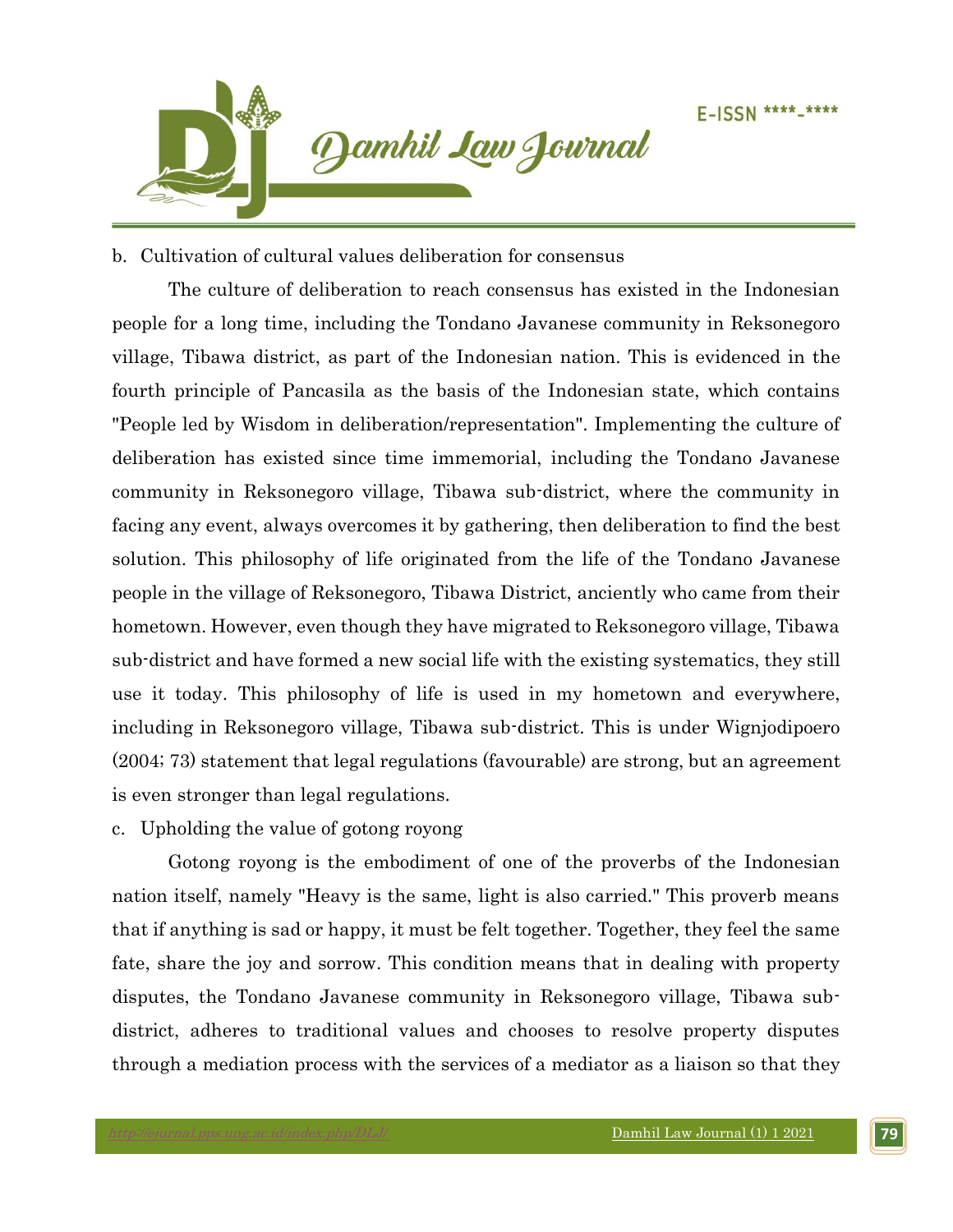b. Cultivation of cultural values deliberation for consensus

The culture of deliberation to reach consensus has existed in the Indonesian people for a long time, including the Tondano Javanese community in Reksonegoro village, Tibawa district, as part of the Indonesian nation. This is evidenced in the fourth principle of Pancasila as the basis of the Indonesian state, which contains "People led by Wisdom in deliberation/representation". Implementing the culture of deliberation has existed since time immemorial, including the Tondano Javanese community in Reksonegoro village, Tibawa sub-district, where the community in facing any event, always overcomes it by gathering, then deliberation to find the best solution. This philosophy of life originated from the life of the Tondano Javanese people in the village of Reksonegoro, Tibawa District, anciently who came from their hometown. However, even though they have migrated to Reksonegoro village, Tibawa sub-district and have formed a new social life with the existing systematics, they still use it today. This philosophy of life is used in my hometown and everywhere, including in Reksonegoro village, Tibawa sub-district. This is under Wignjodipoero (2004; 73) statement that legal regulations (favourable) are strong, but an agreement is even stronger than legal regulations.

c. Upholding the value of gotong royong

Gotong royong is the embodiment of one of the proverbs of the Indonesian nation itself, namely "Heavy is the same, light is also carried." This proverb means that if anything is sad or happy, it must be felt together. Together, they feel the same fate, share the joy and sorrow. This condition means that in dealing with property disputes, the Tondano Javanese community in Reksonegoro village, Tibawa sub-district, adheres to traditional values and chooses to resolve property disputes through a mediation process with the services of a mediator as a liaison so that they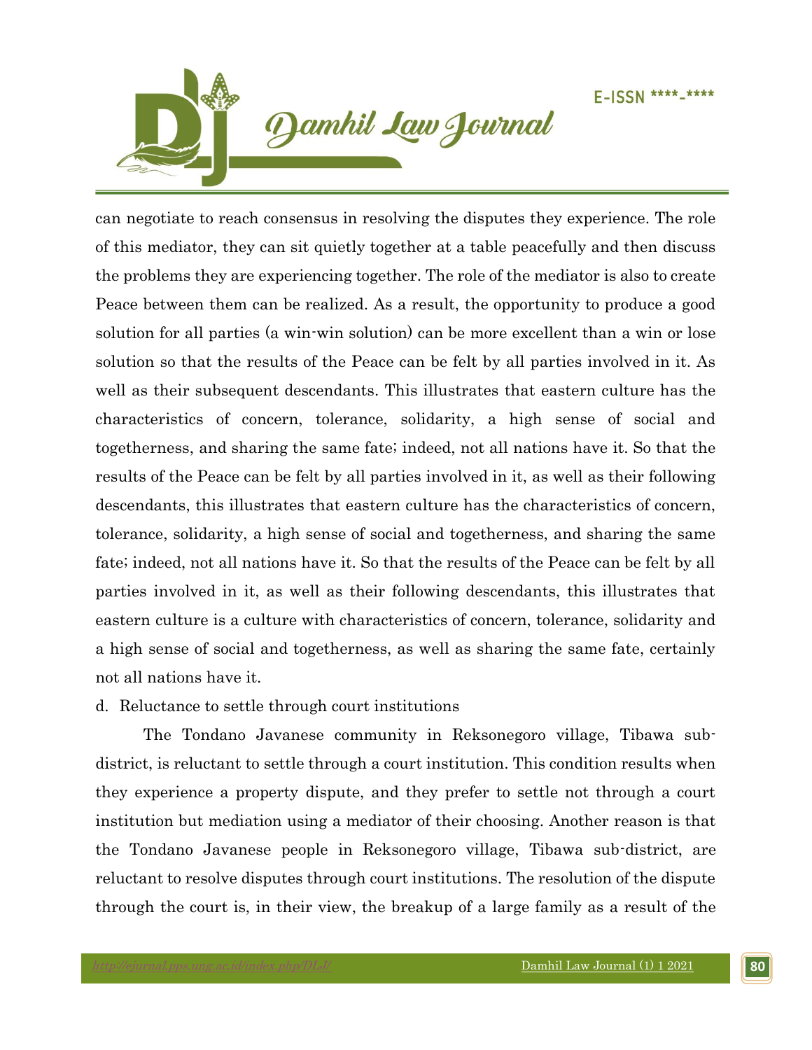can negotiate to reach consensus in resolving the disputes they experience. The role of this mediator, they can sit quietly together at a table peacefully and then discuss the problems they are experiencing together. The role of the mediator is also to create Peace between them can be realized. As a result, the opportunity to produce a good solution for all parties (a win-win solution) can be more excellent than a win or lose solution so that the results of the Peace can be felt by all parties involved in it. As well as their subsequent descendants. This illustrates that eastern culture has the characteristics of concern, tolerance, solidarity, a high sense of social and togetherness, and sharing the same fate; indeed, not all nations have it. So that the results of the Peace can be felt by all parties involved in it, as well as their following descendants, this illustrates that eastern culture has the characteristics of concern, tolerance, solidarity, a high sense of social and togetherness, and sharing the same fate; indeed, not all nations have it. So that the results of the Peace can be felt by all parties involved in it, as well as their following descendants, this illustrates that eastern culture is a culture with characteristics of concern, tolerance, solidarity and a high sense of social and togetherness, as well as sharing the same fate, certainly not all nations have it.

d. Reluctance to settle through court institutions

The Tondano Javanese community in Reksonegoro village, Tibawa sub-district, is reluctant to settle through a court institution. This condition results when they experience a property dispute, and they prefer to settle not through a court institution but mediation using a mediator of their choosing. Another reason is that the Tondano Javanese people in Reksonegoro village, Tibawa sub-district, are reluctant to resolve disputes through court institutions. The resolution of the dispute through the court is, in their view, the breakup of a large family as a result of the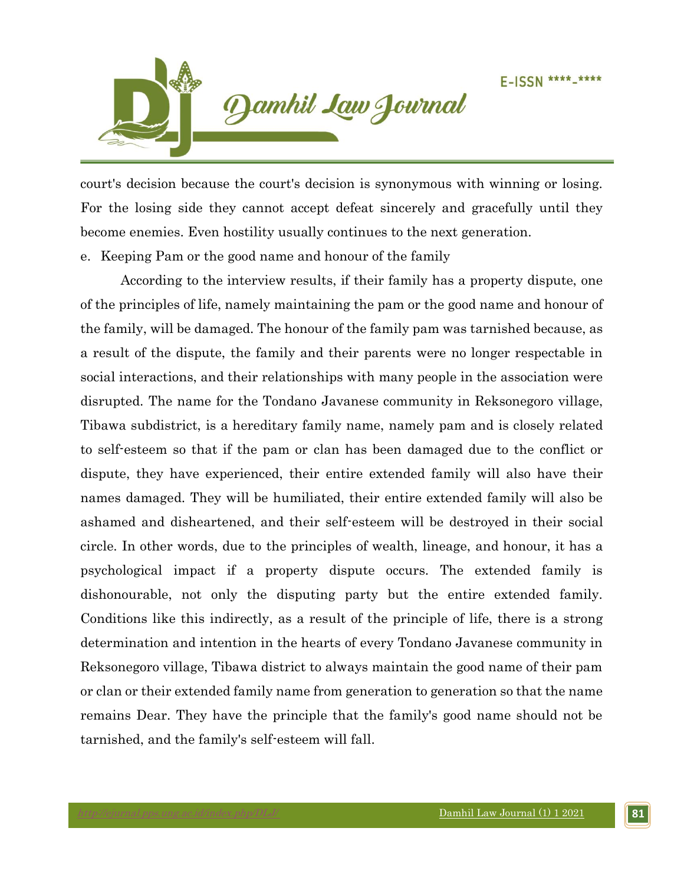court's decision because the court's decision is synonymous with winning or losing. For the losing side they cannot accept defeat sincerely and gracefully until they become enemies. Even hostility usually continues to the next generation.

e. Keeping Pam or the good name and honour of the family

According to the interview results, if their family has a property dispute, one of the principles of life, namely maintaining the pam or the good name and honour of the family, will be damaged. The honour of the family pam was tarnished because, as a result of the dispute, the family and their parents were no longer respectable in social interactions, and their relationships with many people in the association were disrupted. The name for the Tondano Javanese community in Reksonegoro village, Tibawa subdistrict, is a hereditary family name, namely pam and is closely related to self-esteem so that if the pam or clan has been damaged due to the conflict or dispute, they have experienced, their entire extended family will also have their names damaged. They will be humiliated, their entire extended family will also be ashamed and disheartened, and their self-esteem will be destroyed in their social circle. In other words, due to the principles of wealth, lineage, and honour, it has a psychological impact if a property dispute occurs. The extended family is dishonourable, not only the disputing party but the entire extended family. Conditions like this indirectly, as a result of the principle of life, there is a strong determination and intention in the hearts of every Tondano Javanese community in Reksonegoro village, Tibawa district to always maintain the good name of their pam or clan or their extended family name from generation to generation so that the name remains Dear. They have the principle that the family's good name should not be tarnished, and the family's self-esteem will fall.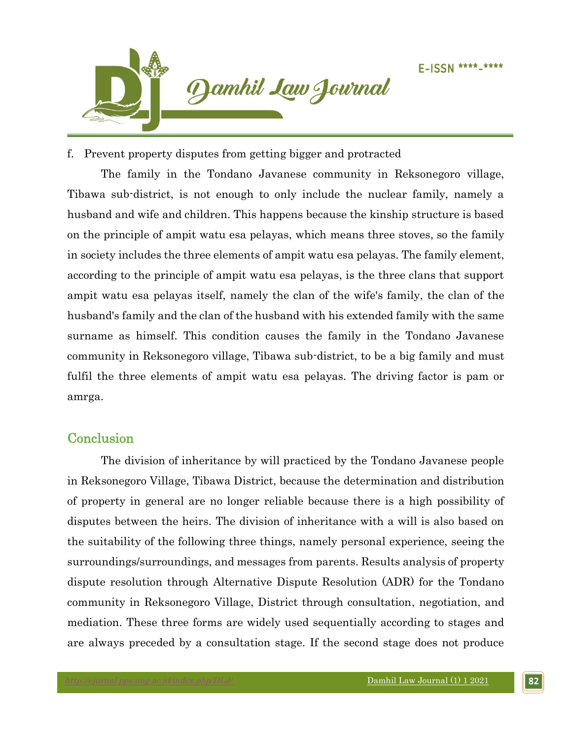f. Prevent property disputes from getting bigger and protracted

The family in the Tondano Javanese community in Reksonegoro village, Tibawa sub-district, is not enough to only include the nuclear family, namely a husband and wife and children. This happens because the kinship structure is based on the principle of ampit watu esa pelayas, which means three stoves, so the family in society includes the three elements of ampit watu esa pelayas. The family element, according to the principle of ampit watu esa pelayas, is the three clans that support ampit watu esa pelayas itself, namely the clan of the wife's family, the clan of the husband's family and the clan of the husband with his extended family with the same surname as himself. This condition causes the family in the Tondano Javanese community in Reksonegoro village, Tibawa sub-district, to be a big family and must fulfil the three elements of ampit watu esa pelayas. The driving factor is pam or amrga.

## Conclusion

The division of inheritance by will practiced by the Tondano Javanese people in Reksonegoro Village, Tibawa District, because the determination and distribution of property in general are no longer reliable because there is a high possibility of disputes between the heirs. The division of inheritance with a will is also based on the suitability of the following three things, namely personal experience, seeing the surroundings/surroundings, and messages from parents. Results analysis of property dispute resolution through Alternative Dispute Resolution (ADR) for the Tondano community in Reksonegoro Village, District through consultation, negotiation, and mediation. These three forms are widely used sequentially according to stages and are always preceded by a consultation stage. If the second stage does not produce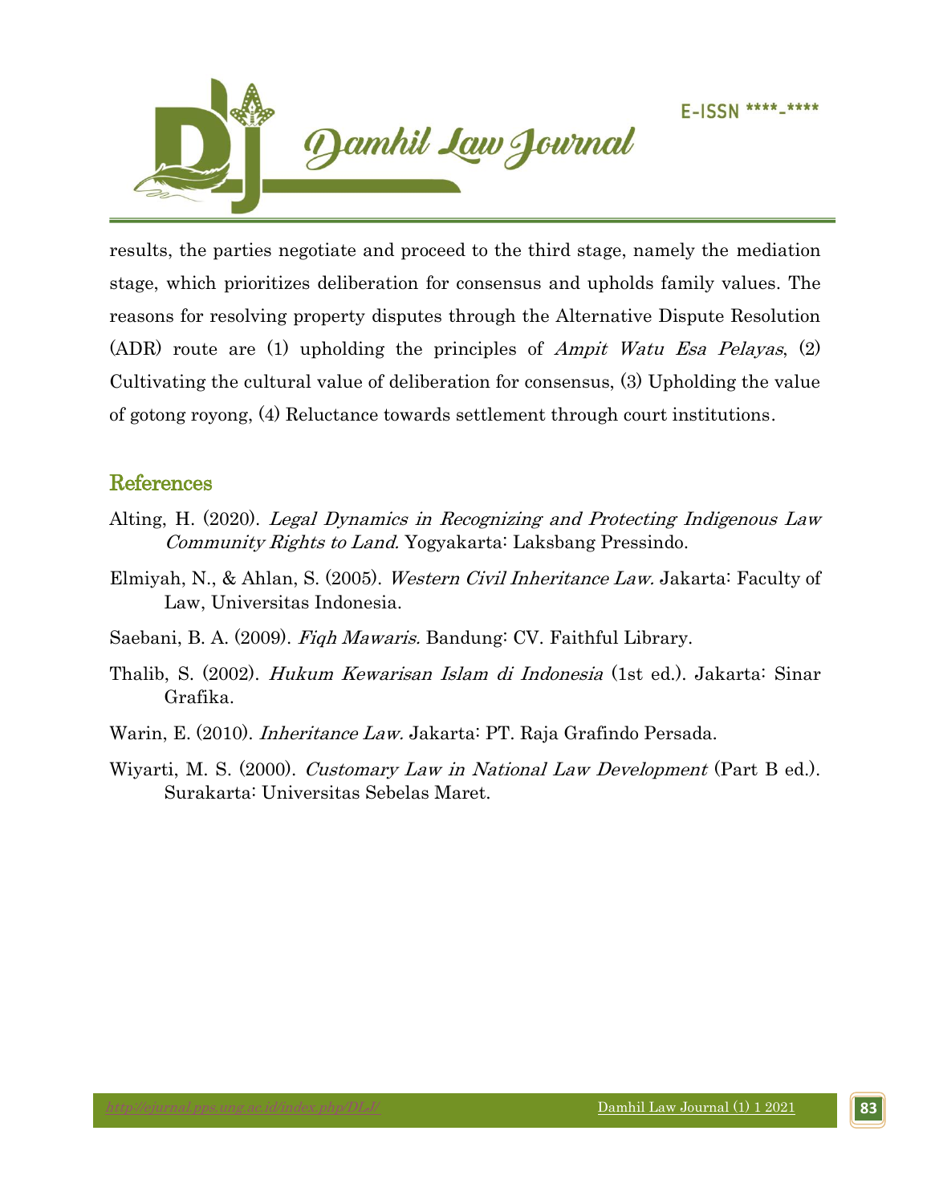results, the parties negotiate and proceed to the third stage, namely the mediation stage, which prioritizes deliberation for consensus and upholds family values. The reasons for resolving property disputes through the Alternative Dispute Resolution (ADR) route are (1) upholding the principles of *Ampit Watu Esa Pelayas*, (2) Cultivating the cultural value of deliberation for consensus, (3) Upholding the value of gotong royong, (4) Reluctance towards settlement through court institutions.

## References

Alting, H. (2020). *Legal Dynamics in Recognizing and Protecting Indigenous Law Community Rights to Land.* Yogyakarta: Laksbang Pressindo.

Elmiyah, N., & Ahlan, S. (2005). *Western Civil Inheritance Law.* Jakarta: Faculty of Law, Universitas Indonesia.

Saebani, B. A. (2009). *Fiqh Mawaris.* Bandung: CV. Faithful Library.

Thalib, S. (2002). *Hukum Kewarisan Islam di Indonesia* (1st ed.). Jakarta: Sinar Grafika.

Warin, E. (2010). *Inheritance Law.* Jakarta: PT. Raja Grafindo Persada.

Wiyarti, M. S. (2000). *Customary Law in National Law Development* (Part B ed.). Surakarta: Universitas Sebelas Maret.